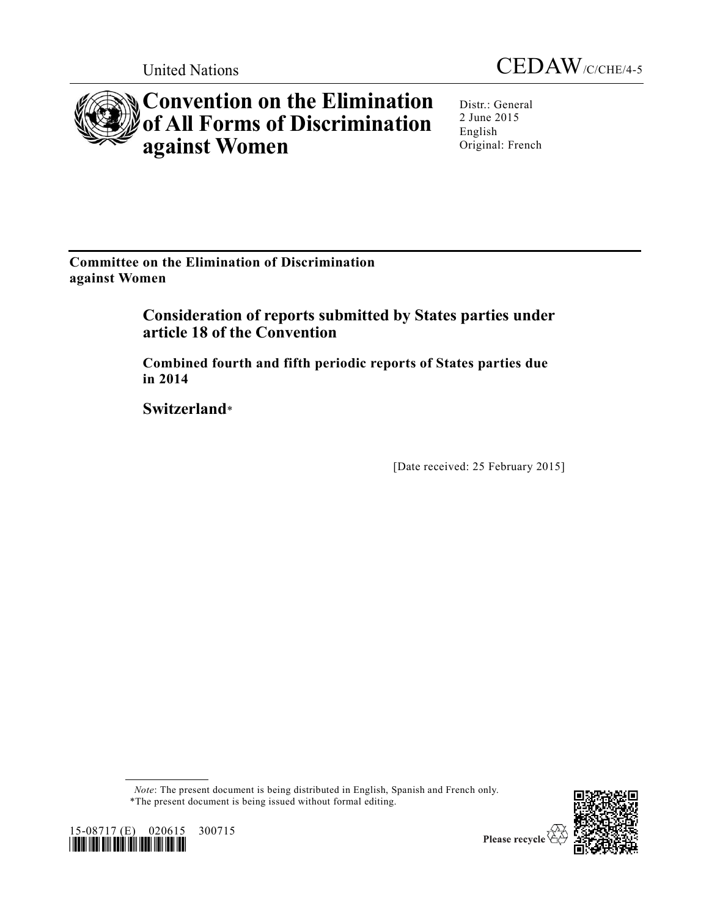United Nations CEDAW/C/CHE/4-5

# Convention on the Elimination of All Forms of Discrimination against Women

Distr.: General
2 June 2015
English
Original: French

**Committee on the Elimination of Discrimination against Women**

## Consideration of reports submitted by States parties under article 18 of the Convention

### Combined fourth and fifth periodic reports of States parties due in 2014

## Switzerland*

[Date received: 25 February 2015]

*Note*: The present document is being distributed in English, Spanish and French only.
*The present document is being issued without formal editing.

15-08717 (E) 020615 300715

Please recycle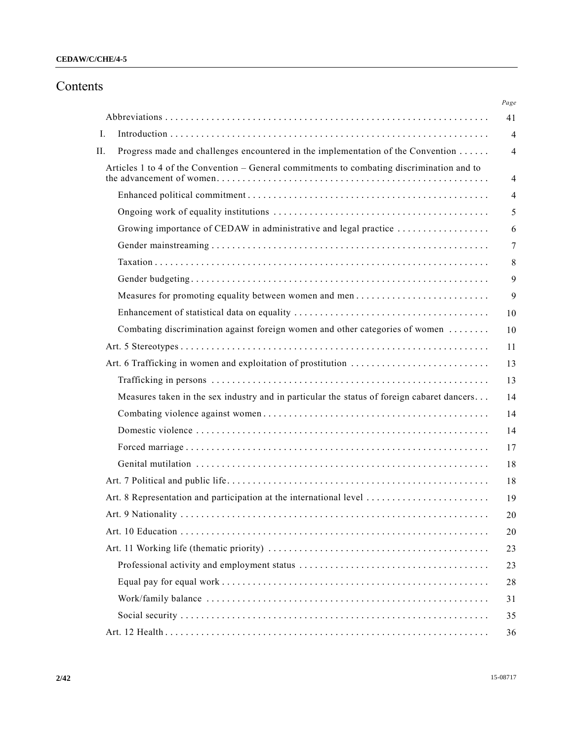# Contents

| | Page |
|---|---|
| Abbreviations | 41 |
| I. Introduction | 4 |
| II. Progress made and challenges encountered in the implementation of the Convention | 4 |
| Articles 1 to 4 of the Convention – General commitments to combating discrimination and to the advancement of women | 4 |
| Enhanced political commitment | 4 |
| Ongoing work of equality institutions | 5 |
| Growing importance of CEDAW in administrative and legal practice | 6 |
| Gender mainstreaming | 7 |
| Taxation | 8 |
| Gender budgeting | 9 |
| Measures for promoting equality between women and men | 9 |
| Enhancement of statistical data on equality | 10 |
| Combating discrimination against foreign women and other categories of women | 10 |
| Art. 5 Stereotypes | 11 |
| Art. 6 Trafficking in women and exploitation of prostitution | 13 |
| Trafficking in persons | 13 |
| Measures taken in the sex industry and in particular the status of foreign cabaret dancers | 14 |
| Combating violence against women | 14 |
| Domestic violence | 14 |
| Forced marriage | 17 |
| Genital mutilation | 18 |
| Art. 7 Political and public life | 18 |
| Art. 8 Representation and participation at the international level | 19 |
| Art. 9 Nationality | 20 |
| Art. 10 Education | 20 |
| Art. 11 Working life (thematic priority) | 23 |
| Professional activity and employment status | 23 |
| Equal pay for equal work | 28 |
| Work/family balance | 31 |
| Social security | 35 |
| Art. 12 Health | 36 |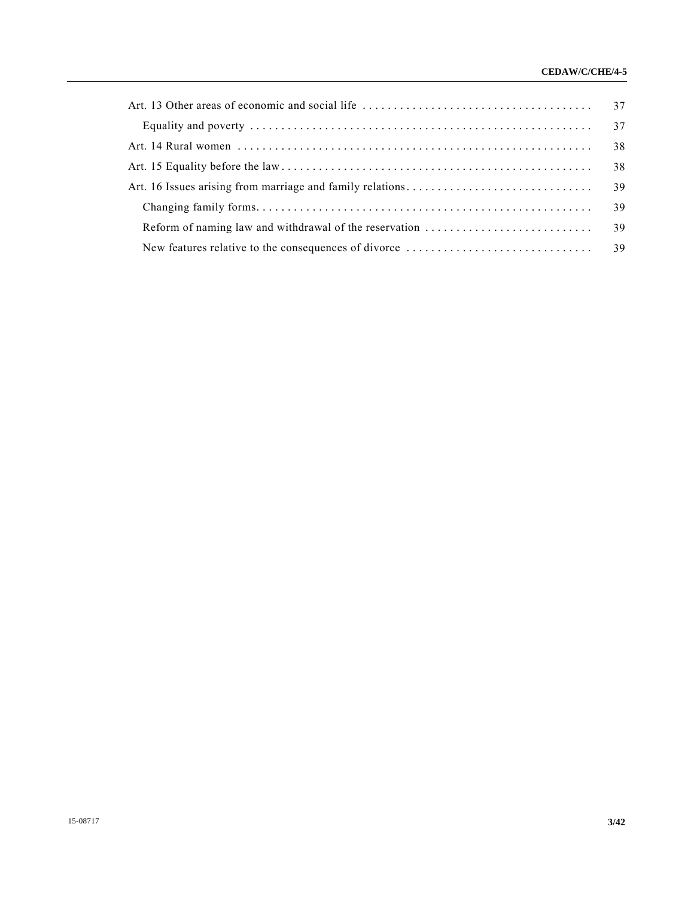| | |
|---|---|
| Art. 13 Other areas of economic and social life | 37 |
| Equality and poverty | 37 |
| Art. 14 Rural women | 38 |
| Art. 15 Equality before the law | 38 |
| Art. 16 Issues arising from marriage and family relations | 39 |
| Changing family forms | 39 |
| Reform of naming law and withdrawal of the reservation | 39 |
| New features relative to the consequences of divorce | 39 |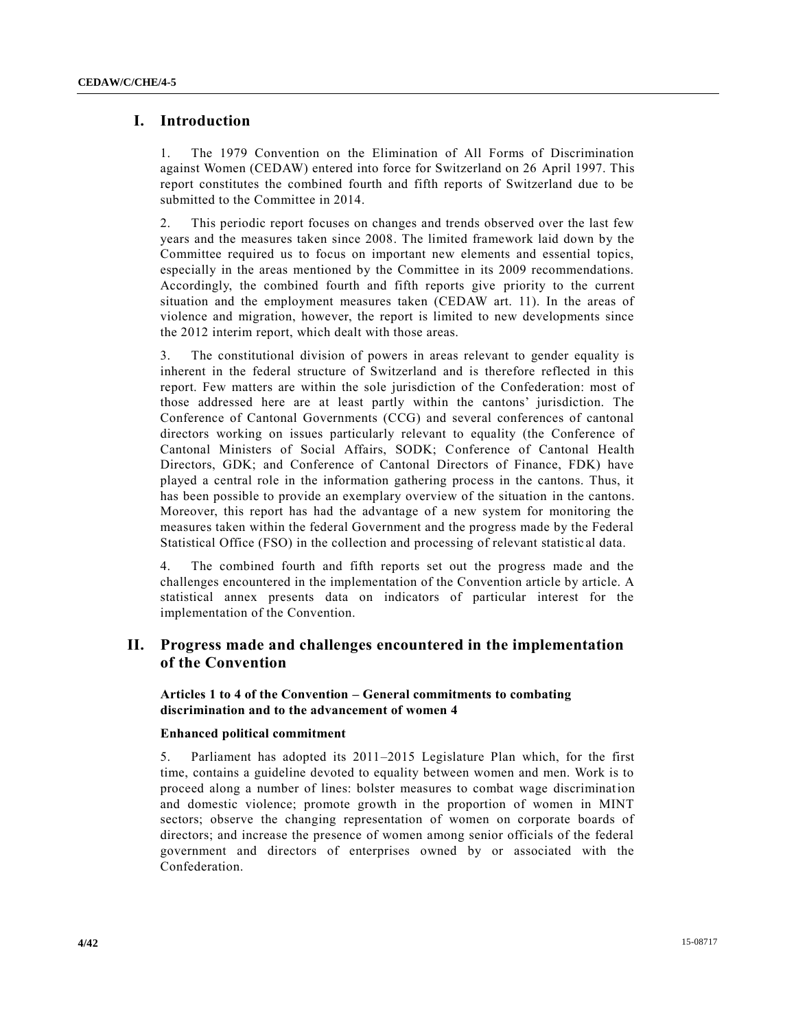# I. Introduction

1. The 1979 Convention on the Elimination of All Forms of Discrimination against Women (CEDAW) entered into force for Switzerland on 26 April 1997. This report constitutes the combined fourth and fifth reports of Switzerland due to be submitted to the Committee in 2014.

2. This periodic report focuses on changes and trends observed over the last few years and the measures taken since 2008. The limited framework laid down by the Committee required us to focus on important new elements and essential topics, especially in the areas mentioned by the Committee in its 2009 recommendations. Accordingly, the combined fourth and fifth reports give priority to the current situation and the employment measures taken (CEDAW art. 11). In the areas of violence and migration, however, the report is limited to new developments since the 2012 interim report, which dealt with those areas.

3. The constitutional division of powers in areas relevant to gender equality is inherent in the federal structure of Switzerland and is therefore reflected in this report. Few matters are within the sole jurisdiction of the Confederation: most of those addressed here are at least partly within the cantons' jurisdiction. The Conference of Cantonal Governments (CCG) and several conferences of cantonal directors working on issues particularly relevant to equality (the Conference of Cantonal Ministers of Social Affairs, SODK; Conference of Cantonal Health Directors, GDK; and Conference of Cantonal Directors of Finance, FDK) have played a central role in the information gathering process in the cantons. Thus, it has been possible to provide an exemplary overview of the situation in the cantons. Moreover, this report has had the advantage of a new system for monitoring the measures taken within the federal Government and the progress made by the Federal Statistical Office (FSO) in the collection and processing of relevant statistical data.

4. The combined fourth and fifth reports set out the progress made and the challenges encountered in the implementation of the Convention article by article. A statistical annex presents data on indicators of particular interest for the implementation of the Convention.

# II. Progress made and challenges encountered in the implementation of the Convention

### Articles 1 to 4 of the Convention – General commitments to combating discrimination and to the advancement of women 4

#### Enhanced political commitment

5. Parliament has adopted its 2011–2015 Legislature Plan which, for the first time, contains a guideline devoted to equality between women and men. Work is to proceed along a number of lines: bolster measures to combat wage discrimination and domestic violence; promote growth in the proportion of women in MINT sectors; observe the changing representation of women on corporate boards of directors; and increase the presence of women among senior officials of the federal government and directors of enterprises owned by or associated with the Confederation.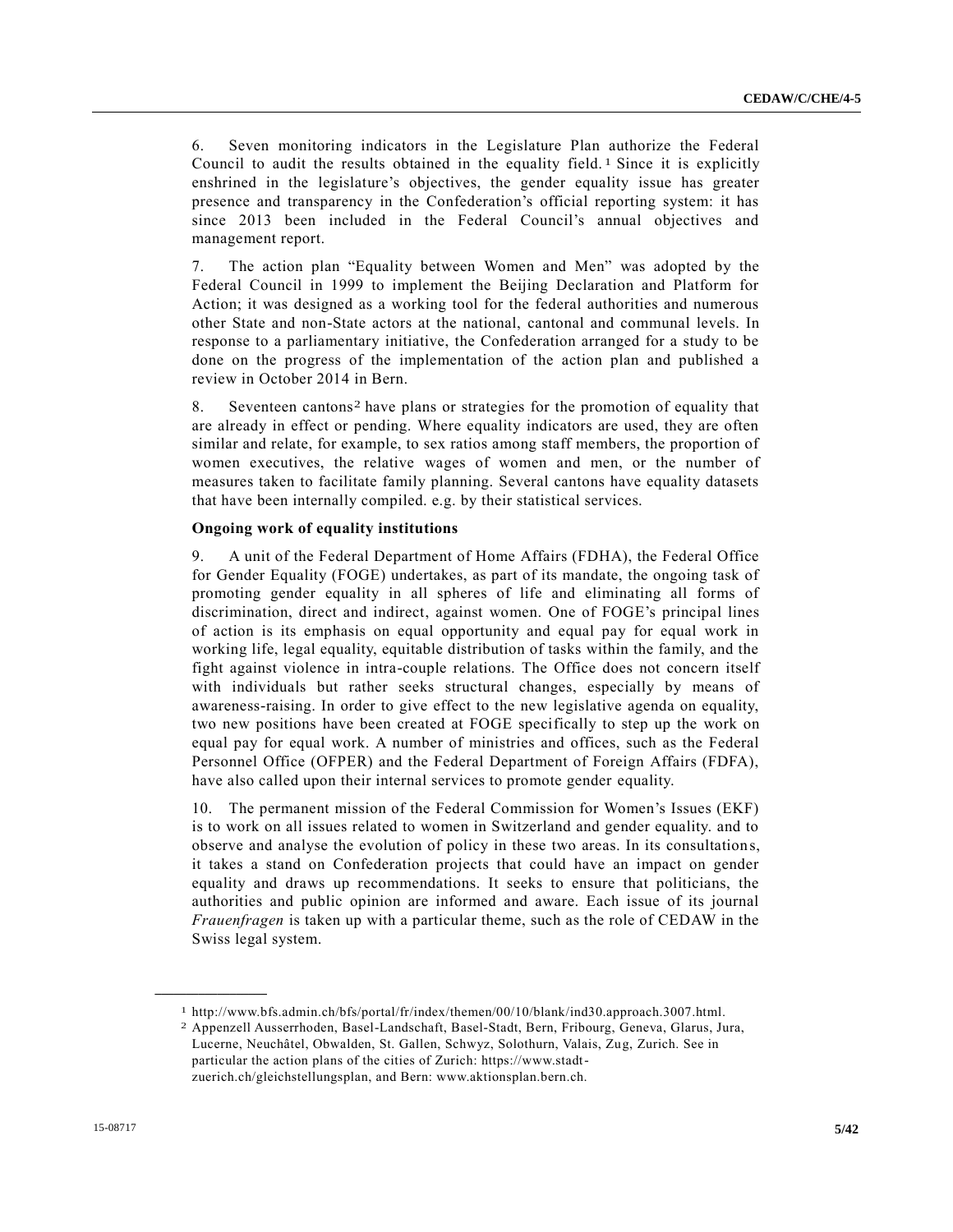6. Seven monitoring indicators in the Legislature Plan authorize the Federal Council to audit the results obtained in the equality field.[1] Since it is explicitly enshrined in the legislature's objectives, the gender equality issue has greater presence and transparency in the Confederation's official reporting system: it has since 2013 been included in the Federal Council's annual objectives and management report.

7. The action plan "Equality between Women and Men" was adopted by the Federal Council in 1999 to implement the Beijing Declaration and Platform for Action; it was designed as a working tool for the federal authorities and numerous other State and non-State actors at the national, cantonal and communal levels. In response to a parliamentary initiative, the Confederation arranged for a study to be done on the progress of the implementation of the action plan and published a review in October 2014 in Bern.

8. Seventeen cantons[2] have plans or strategies for the promotion of equality that are already in effect or pending. Where equality indicators are used, they are often similar and relate, for example, to sex ratios among staff members, the proportion of women executives, the relative wages of women and men, or the number of measures taken to facilitate family planning. Several cantons have equality datasets that have been internally compiled. e.g. by their statistical services.

**Ongoing work of equality institutions**

9. A unit of the Federal Department of Home Affairs (FDHA), the Federal Office for Gender Equality (FOGE) undertakes, as part of its mandate, the ongoing task of promoting gender equality in all spheres of life and eliminating all forms of discrimination, direct and indirect, against women. One of FOGE's principal lines of action is its emphasis on equal opportunity and equal pay for equal work in working life, legal equality, equitable distribution of tasks within the family, and the fight against violence in intra-couple relations. The Office does not concern itself with individuals but rather seeks structural changes, especially by means of awareness-raising. In order to give effect to the new legislative agenda on equality, two new positions have been created at FOGE specifically to step up the work on equal pay for equal work. A number of ministries and offices, such as the Federal Personnel Office (OFPER) and the Federal Department of Foreign Affairs (FDFA), have also called upon their internal services to promote gender equality.

10. The permanent mission of the Federal Commission for Women's Issues (EKF) is to work on all issues related to women in Switzerland and gender equality. and to observe and analyse the evolution of policy in these two areas. In its consultations, it takes a stand on Confederation projects that could have an impact on gender equality and draws up recommendations. It seeks to ensure that politicians, the authorities and public opinion are informed and aware. Each issue of its journal *Frauenfragen* is taken up with a particular theme, such as the role of CEDAW in the Swiss legal system.

---

[1] http://www.bfs.admin.ch/bfs/portal/fr/index/themen/00/10/blank/ind30.approach.3007.html.

[2] Appenzell Ausserrhoden, Basel-Landschaft, Basel-Stadt, Bern, Fribourg, Geneva, Glarus, Jura, Lucerne, Neuchâtel, Obwalden, St. Gallen, Schwyz, Solothurn, Valais, Zug, Zurich. See in particular the action plans of the cities of Zurich: https://www.stadt-zuerich.ch/gleichstellungsplan, and Bern: www.aktionsplan.bern.ch.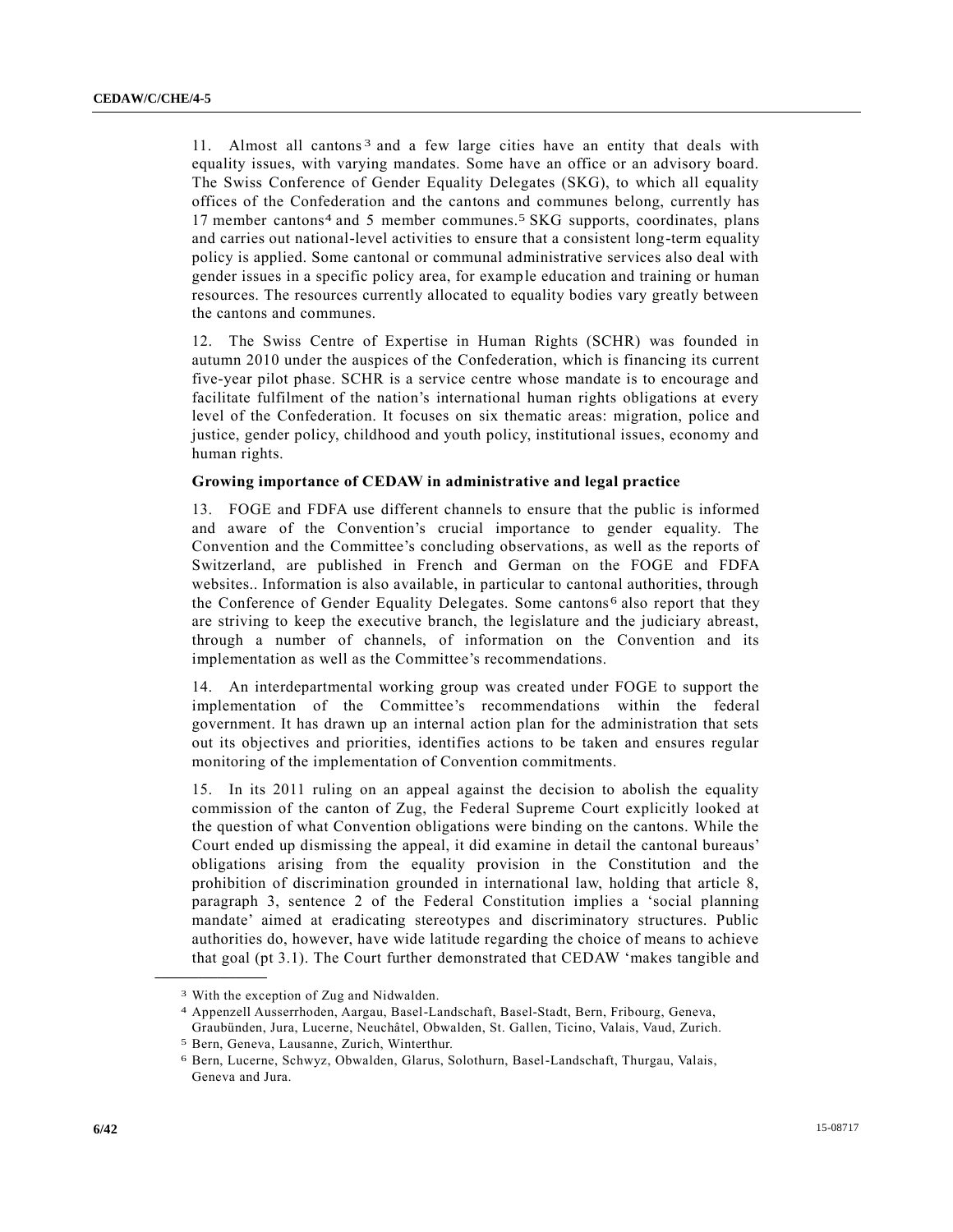11. Almost all cantons [3] and a few large cities have an entity that deals with equality issues, with varying mandates. Some have an office or an advisory board. The Swiss Conference of Gender Equality Delegates (SKG), to which all equality offices of the Confederation and the cantons and communes belong, currently has 17 member cantons [4] and 5 member communes. [5] SKG supports, coordinates, plans and carries out national-level activities to ensure that a consistent long-term equality policy is applied. Some cantonal or communal administrative services also deal with gender issues in a specific policy area, for example education and training or human resources. The resources currently allocated to equality bodies vary greatly between the cantons and communes.

12. The Swiss Centre of Expertise in Human Rights (SCHR) was founded in autumn 2010 under the auspices of the Confederation, which is financing its current five-year pilot phase. SCHR is a service centre whose mandate is to encourage and facilitate fulfilment of the nation's international human rights obligations at every level of the Confederation. It focuses on six thematic areas: migration, police and justice, gender policy, childhood and youth policy, institutional issues, economy and human rights.

**Growing importance of CEDAW in administrative and legal practice**

13. FOGE and FDFA use different channels to ensure that the public is informed and aware of the Convention's crucial importance to gender equality. The Convention and the Committee's concluding observations, as well as the reports of Switzerland, are published in French and German on the FOGE and FDFA websites.. Information is also available, in particular to cantonal authorities, through the Conference of Gender Equality Delegates. Some cantons [6] also report that they are striving to keep the executive branch, the legislature and the judiciary abreast, through a number of channels, of information on the Convention and its implementation as well as the Committee's recommendations.

14. An interdepartmental working group was created under FOGE to support the implementation of the Committee's recommendations within the federal government. It has drawn up an internal action plan for the administration that sets out its objectives and priorities, identifies actions to be taken and ensures regular monitoring of the implementation of Convention commitments.

15. In its 2011 ruling on an appeal against the decision to abolish the equality commission of the canton of Zug, the Federal Supreme Court explicitly looked at the question of what Convention obligations were binding on the cantons. While the Court ended up dismissing the appeal, it did examine in detail the cantonal bureaus' obligations arising from the equality provision in the Constitution and the prohibition of discrimination grounded in international law, holding that article 8, paragraph 3, sentence 2 of the Federal Constitution implies a 'social planning mandate' aimed at eradicating stereotypes and discriminatory structures. Public authorities do, however, have wide latitude regarding the choice of means to achieve that goal (pt 3.1). The Court further demonstrated that CEDAW 'makes tangible and

---

[3] With the exception of Zug and Nidwalden.

[4] Appenzell Ausserrhoden, Aargau, Basel-Landschaft, Basel-Stadt, Bern, Fribourg, Geneva, Graubünden, Jura, Lucerne, Neuchâtel, Obwalden, St. Gallen, Ticino, Valais, Vaud, Zurich.

[5] Bern, Geneva, Lausanne, Zurich, Winterthur.

[6] Bern, Lucerne, Schwyz, Obwalden, Glarus, Solothurn, Basel-Landschaft, Thurgau, Valais, Geneva and Jura.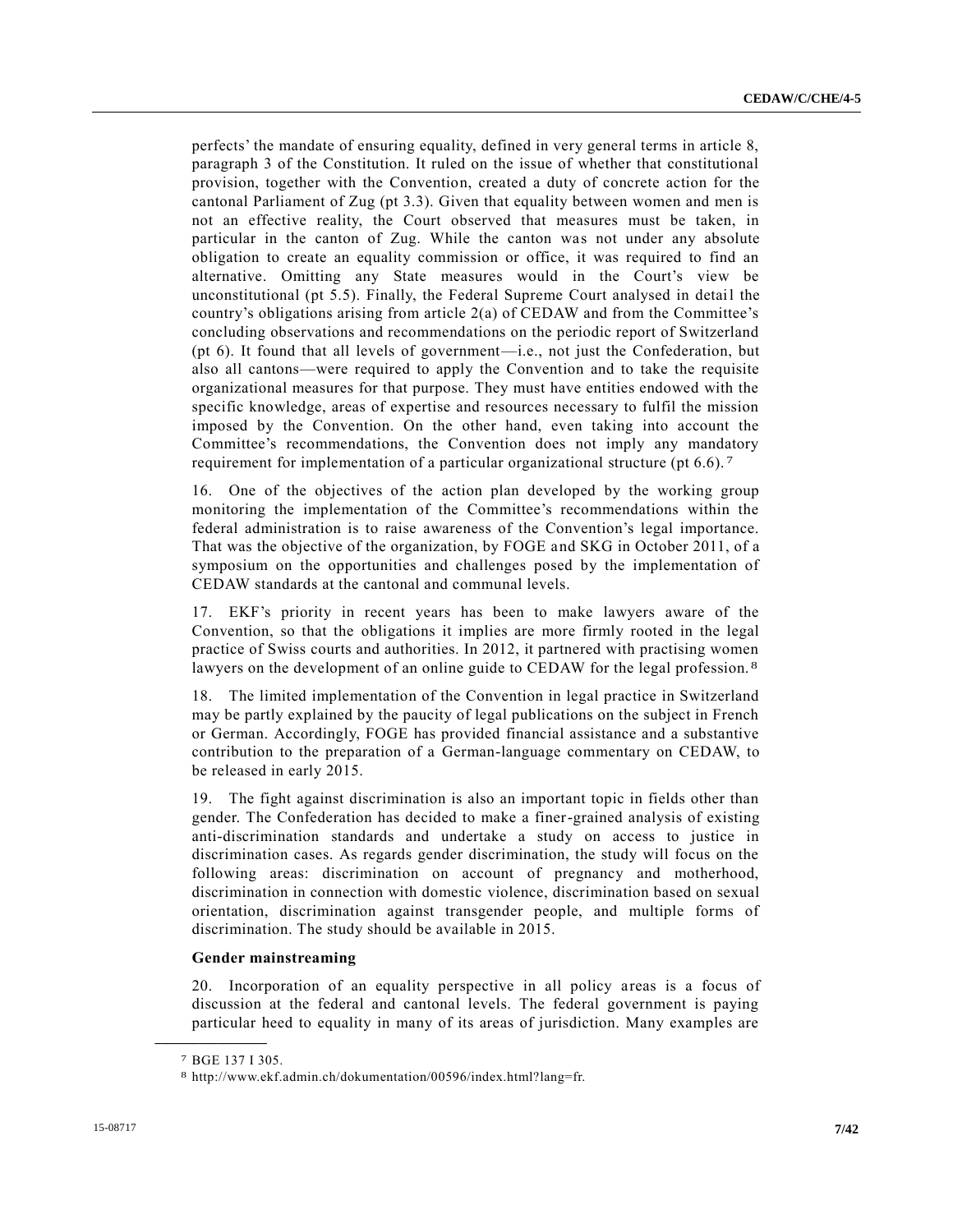perfects' the mandate of ensuring equality, defined in very general terms in article 8, paragraph 3 of the Constitution. It ruled on the issue of whether that constitutional provision, together with the Convention, created a duty of concrete action for the cantonal Parliament of Zug (pt 3.3). Given that equality between women and men is not an effective reality, the Court observed that measures must be taken, in particular in the canton of Zug. While the canton was not under any absolute obligation to create an equality commission or office, it was required to find an alternative. Omitting any State measures would in the Court's view be unconstitutional (pt 5.5). Finally, the Federal Supreme Court analysed in detail the country's obligations arising from article 2(a) of CEDAW and from the Committee's concluding observations and recommendations on the periodic report of Switzerland (pt 6). It found that all levels of government—i.e., not just the Confederation, but also all cantons—were required to apply the Convention and to take the requisite organizational measures for that purpose. They must have entities endowed with the specific knowledge, areas of expertise and resources necessary to fulfil the mission imposed by the Convention. On the other hand, even taking into account the Committee's recommendations, the Convention does not imply any mandatory requirement for implementation of a particular organizational structure (pt 6.6).[7]

16. One of the objectives of the action plan developed by the working group monitoring the implementation of the Committee's recommendations within the federal administration is to raise awareness of the Convention's legal importance. That was the objective of the organization, by FOGE and SKG in October 2011, of a symposium on the opportunities and challenges posed by the implementation of CEDAW standards at the cantonal and communal levels.

17. EKF's priority in recent years has been to make lawyers aware of the Convention, so that the obligations it implies are more firmly rooted in the legal practice of Swiss courts and authorities. In 2012, it partnered with practising women lawyers on the development of an online guide to CEDAW for the legal profession.[8]

18. The limited implementation of the Convention in legal practice in Switzerland may be partly explained by the paucity of legal publications on the subject in French or German. Accordingly, FOGE has provided financial assistance and a substantive contribution to the preparation of a German-language commentary on CEDAW, to be released in early 2015.

19. The fight against discrimination is also an important topic in fields other than gender. The Confederation has decided to make a finer-grained analysis of existing anti-discrimination standards and undertake a study on access to justice in discrimination cases. As regards gender discrimination, the study will focus on the following areas: discrimination on account of pregnancy and motherhood, discrimination in connection with domestic violence, discrimination based on sexual orientation, discrimination against transgender people, and multiple forms of discrimination. The study should be available in 2015.

**Gender mainstreaming**

20. Incorporation of an equality perspective in all policy areas is a focus of discussion at the federal and cantonal levels. The federal government is paying particular heed to equality in many of its areas of jurisdiction. Many examples are

---

[7] BGE 137 I 305.

[8] http://www.ekf.admin.ch/dokumentation/00596/index.html?lang=fr.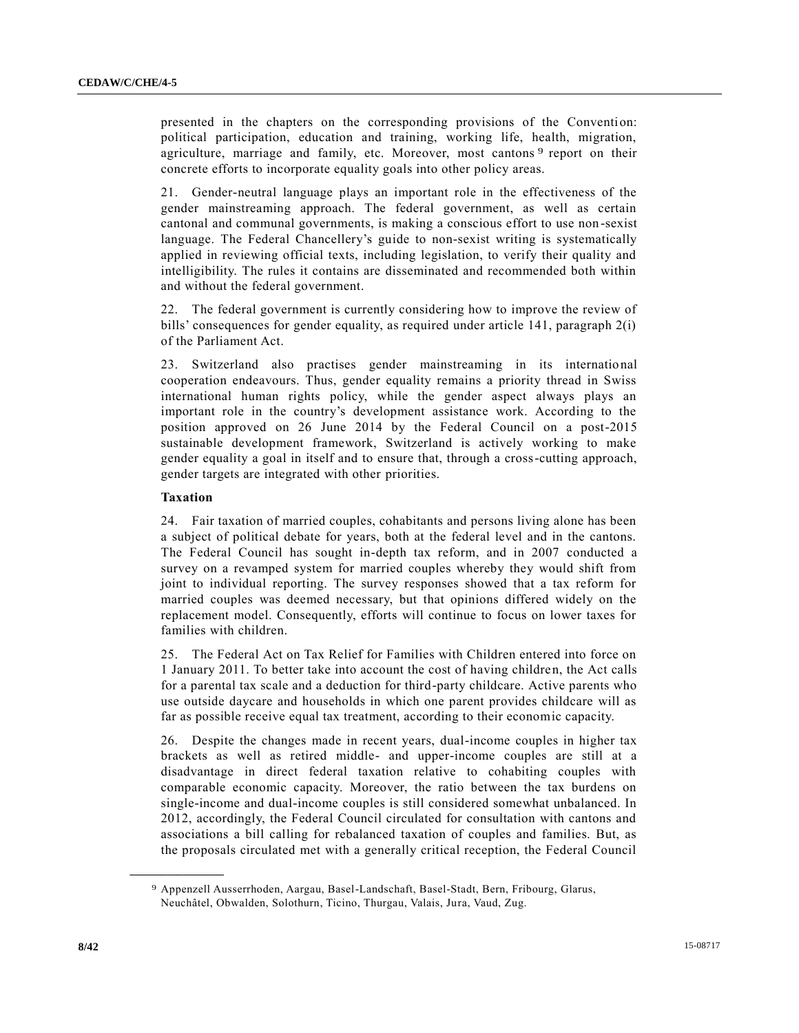presented in the chapters on the corresponding provisions of the Convention: political participation, education and training, working life, health, migration, agriculture, marriage and family, etc. Moreover, most cantons[9] report on their concrete efforts to incorporate equality goals into other policy areas.

21. Gender-neutral language plays an important role in the effectiveness of the gender mainstreaming approach. The federal government, as well as certain cantonal and communal governments, is making a conscious effort to use non-sexist language. The Federal Chancellery's guide to non-sexist writing is systematically applied in reviewing official texts, including legislation, to verify their quality and intelligibility. The rules it contains are disseminated and recommended both within and without the federal government.

22. The federal government is currently considering how to improve the review of bills' consequences for gender equality, as required under article 141, paragraph 2(i) of the Parliament Act.

23. Switzerland also practises gender mainstreaming in its international cooperation endeavours. Thus, gender equality remains a priority thread in Swiss international human rights policy, while the gender aspect always plays an important role in the country's development assistance work. According to the position approved on 26 June 2014 by the Federal Council on a post-2015 sustainable development framework, Switzerland is actively working to make gender equality a goal in itself and to ensure that, through a cross-cutting approach, gender targets are integrated with other priorities.

**Taxation**

24. Fair taxation of married couples, cohabitants and persons living alone has been a subject of political debate for years, both at the federal level and in the cantons. The Federal Council has sought in-depth tax reform, and in 2007 conducted a survey on a revamped system for married couples whereby they would shift from joint to individual reporting. The survey responses showed that a tax reform for married couples was deemed necessary, but that opinions differed widely on the replacement model. Consequently, efforts will continue to focus on lower taxes for families with children.

25. The Federal Act on Tax Relief for Families with Children entered into force on 1 January 2011. To better take into account the cost of having children, the Act calls for a parental tax scale and a deduction for third-party childcare. Active parents who use outside daycare and households in which one parent provides childcare will as far as possible receive equal tax treatment, according to their economic capacity.

26. Despite the changes made in recent years, dual-income couples in higher tax brackets as well as retired middle- and upper-income couples are still at a disadvantage in direct federal taxation relative to cohabiting couples with comparable economic capacity. Moreover, the ratio between the tax burdens on single-income and dual-income couples is still considered somewhat unbalanced. In 2012, accordingly, the Federal Council circulated for consultation with cantons and associations a bill calling for rebalanced taxation of couples and families. But, as the proposals circulated met with a generally critical reception, the Federal Council

[9] Appenzell Ausserrhoden, Aargau, Basel-Landschaft, Basel-Stadt, Bern, Fribourg, Glarus, Neuchâtel, Obwalden, Solothurn, Ticino, Thurgau, Valais, Jura, Vaud, Zug.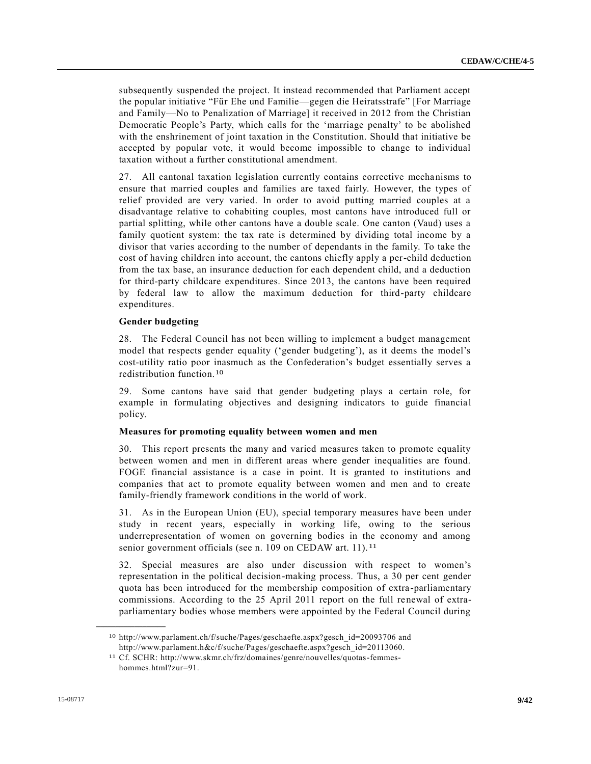subsequently suspended the project. It instead recommended that Parliament accept the popular initiative "Für Ehe und Familie—gegen die Heiratsstrafe" [For Marriage and Family—No to Penalization of Marriage] it received in 2012 from the Christian Democratic People's Party, which calls for the 'marriage penalty' to be abolished with the enshrinement of joint taxation in the Constitution. Should that initiative be accepted by popular vote, it would become impossible to change to individual taxation without a further constitutional amendment.

27. All cantonal taxation legislation currently contains corrective mechanisms to ensure that married couples and families are taxed fairly. However, the types of relief provided are very varied. In order to avoid putting married couples at a disadvantage relative to cohabiting couples, most cantons have introduced full or partial splitting, while other cantons have a double scale. One canton (Vaud) uses a family quotient system: the tax rate is determined by dividing total income by a divisor that varies according to the number of dependants in the family. To take the cost of having children into account, the cantons chiefly apply a per-child deduction from the tax base, an insurance deduction for each dependent child, and a deduction for third-party childcare expenditures. Since 2013, the cantons have been required by federal law to allow the maximum deduction for third-party childcare expenditures.

**Gender budgeting**

28. The Federal Council has not been willing to implement a budget management model that respects gender equality ('gender budgeting'), as it deems the model's cost-utility ratio poor inasmuch as the Confederation's budget essentially serves a redistribution function.[10]

29. Some cantons have said that gender budgeting plays a certain role, for example in formulating objectives and designing indicators to guide financial policy.

**Measures for promoting equality between women and men**

30. This report presents the many and varied measures taken to promote equality between women and men in different areas where gender inequalities are found. FOGE financial assistance is a case in point. It is granted to institutions and companies that act to promote equality between women and men and to create family-friendly framework conditions in the world of work.

31. As in the European Union (EU), special temporary measures have been under study in recent years, especially in working life, owing to the serious underrepresentation of women on governing bodies in the economy and among senior government officials (see n. 109 on CEDAW art. 11).[11]

32. Special measures are also under discussion with respect to women's representation in the political decision-making process. Thus, a 30 per cent gender quota has been introduced for the membership composition of extra-parliamentary commissions. According to the 25 April 2011 report on the full renewal of extra-parliamentary bodies whose members were appointed by the Federal Council during

---

[10] http://www.parlament.ch/f/suche/Pages/geschaefte.aspx?gesch_id=20093706 and http://www.parlament.h&c/f/suche/Pages/geschaefte.aspx?gesch_id=20113060.

[11] Cf. SCHR: http://www.skmr.ch/frz/domaines/genre/nouvelles/quotas-femmes-hommes.html?zur=91.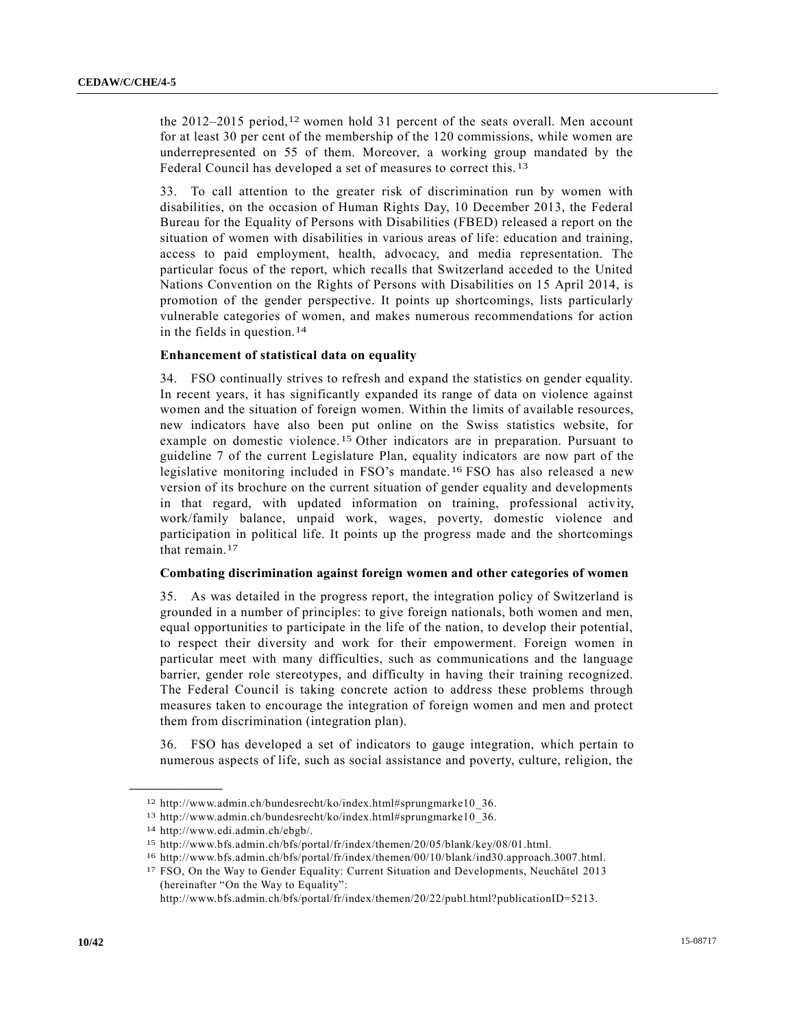the 2012–2015 period,[12] women hold 31 percent of the seats overall. Men account for at least 30 per cent of the membership of the 120 commissions, while women are underrepresented on 55 of them. Moreover, a working group mandated by the Federal Council has developed a set of measures to correct this.[13]

33. To call attention to the greater risk of discrimination run by women with disabilities, on the occasion of Human Rights Day, 10 December 2013, the Federal Bureau for the Equality of Persons with Disabilities (FBED) released a report on the situation of women with disabilities in various areas of life: education and training, access to paid employment, health, advocacy, and media representation. The particular focus of the report, which recalls that Switzerland acceded to the United Nations Convention on the Rights of Persons with Disabilities on 15 April 2014, is promotion of the gender perspective. It points up shortcomings, lists particularly vulnerable categories of women, and makes numerous recommendations for action in the fields in question.[14]

**Enhancement of statistical data on equality**

34. FSO continually strives to refresh and expand the statistics on gender equality. In recent years, it has significantly expanded its range of data on violence against women and the situation of foreign women. Within the limits of available resources, new indicators have also been put online on the Swiss statistics website, for example on domestic violence.[15] Other indicators are in preparation. Pursuant to guideline 7 of the current Legislature Plan, equality indicators are now part of the legislative monitoring included in FSO's mandate.[16] FSO has also released a new version of its brochure on the current situation of gender equality and developments in that regard, with updated information on training, professional activity, work/family balance, unpaid work, wages, poverty, domestic violence and participation in political life. It points up the progress made and the shortcomings that remain.[17]

**Combating discrimination against foreign women and other categories of women**

35. As was detailed in the progress report, the integration policy of Switzerland is grounded in a number of principles: to give foreign nationals, both women and men, equal opportunities to participate in the life of the nation, to develop their potential, to respect their diversity and work for their empowerment. Foreign women in particular meet with many difficulties, such as communications and the language barrier, gender role stereotypes, and difficulty in having their training recognized. The Federal Council is taking concrete action to address these problems through measures taken to encourage the integration of foreign women and men and protect them from discrimination (integration plan).

36. FSO has developed a set of indicators to gauge integration, which pertain to numerous aspects of life, such as social assistance and poverty, culture, religion, the

---

[12] http://www.admin.ch/bundesrecht/ko/index.html#sprungmarke10_36.

[13] http://www.admin.ch/bundesrecht/ko/index.html#sprungmarke10_36.

[14] http://www.edi.admin.ch/ebgb/.

[15] http://www.bfs.admin.ch/bfs/portal/fr/index/themen/20/05/blank/key/08/01.html.

[16] http://www.bfs.admin.ch/bfs/portal/fr/index/themen/00/10/blank/ind30.approach.3007.html.

[17] FSO, On the Way to Gender Equality: Current Situation and Developments, Neuchâtel 2013 (hereinafter "On the Way to Equality": http://www.bfs.admin.ch/bfs/portal/fr/index/themen/20/22/publ.html?publicationID=5213.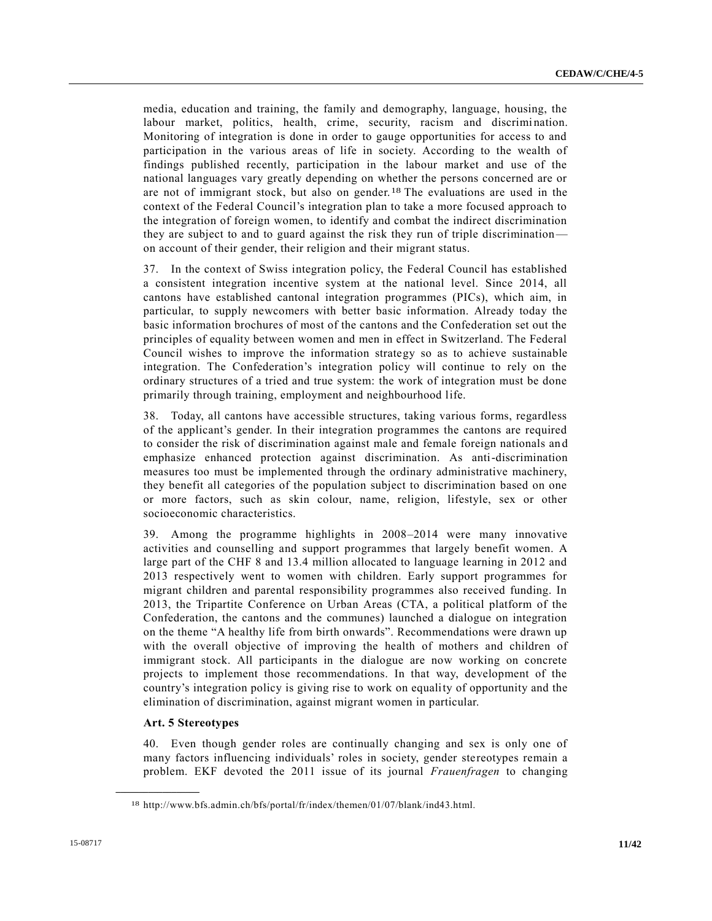media, education and training, the family and demography, language, housing, the labour market, politics, health, crime, security, racism and discrimination. Monitoring of integration is done in order to gauge opportunities for access to and participation in the various areas of life in society. According to the wealth of findings published recently, participation in the labour market and use of the national languages vary greatly depending on whether the persons concerned are or are not of immigrant stock, but also on gender.[18] The evaluations are used in the context of the Federal Council's integration plan to take a more focused approach to the integration of foreign women, to identify and combat the indirect discrimination they are subject to and to guard against the risk they run of triple discrimination — on account of their gender, their religion and their migrant status.

37. In the context of Swiss integration policy, the Federal Council has established a consistent integration incentive system at the national level. Since 2014, all cantons have established cantonal integration programmes (PICs), which aim, in particular, to supply newcomers with better basic information. Already today the basic information brochures of most of the cantons and the Confederation set out the principles of equality between women and men in effect in Switzerland. The Federal Council wishes to improve the information strategy so as to achieve sustainable integration. The Confederation's integration policy will continue to rely on the ordinary structures of a tried and true system: the work of integration must be done primarily through training, employment and neighbourhood life.

38. Today, all cantons have accessible structures, taking various forms, regardless of the applicant's gender. In their integration programmes the cantons are required to consider the risk of discrimination against male and female foreign nationals and emphasize enhanced protection against discrimination. As anti-discrimination measures too must be implemented through the ordinary administrative machinery, they benefit all categories of the population subject to discrimination based on one or more factors, such as skin colour, name, religion, lifestyle, sex or other socioeconomic characteristics.

39. Among the programme highlights in 2008–2014 were many innovative activities and counselling and support programmes that largely benefit women. A large part of the CHF 8 and 13.4 million allocated to language learning in 2012 and 2013 respectively went to women with children. Early support programmes for migrant children and parental responsibility programmes also received funding. In 2013, the Tripartite Conference on Urban Areas (CTA, a political platform of the Confederation, the cantons and the communes) launched a dialogue on integration on the theme "A healthy life from birth onwards". Recommendations were drawn up with the overall objective of improving the health of mothers and children of immigrant stock. All participants in the dialogue are now working on concrete projects to implement those recommendations. In that way, development of the country's integration policy is giving rise to work on equality of opportunity and the elimination of discrimination, against migrant women in particular.

**Art. 5 Stereotypes**

40. Even though gender roles are continually changing and sex is only one of many factors influencing individuals' roles in society, gender stereotypes remain a problem. EKF devoted the 2011 issue of its journal *Frauenfragen* to changing

[18] http://www.bfs.admin.ch/bfs/portal/fr/index/themen/01/07/blank/ind43.html.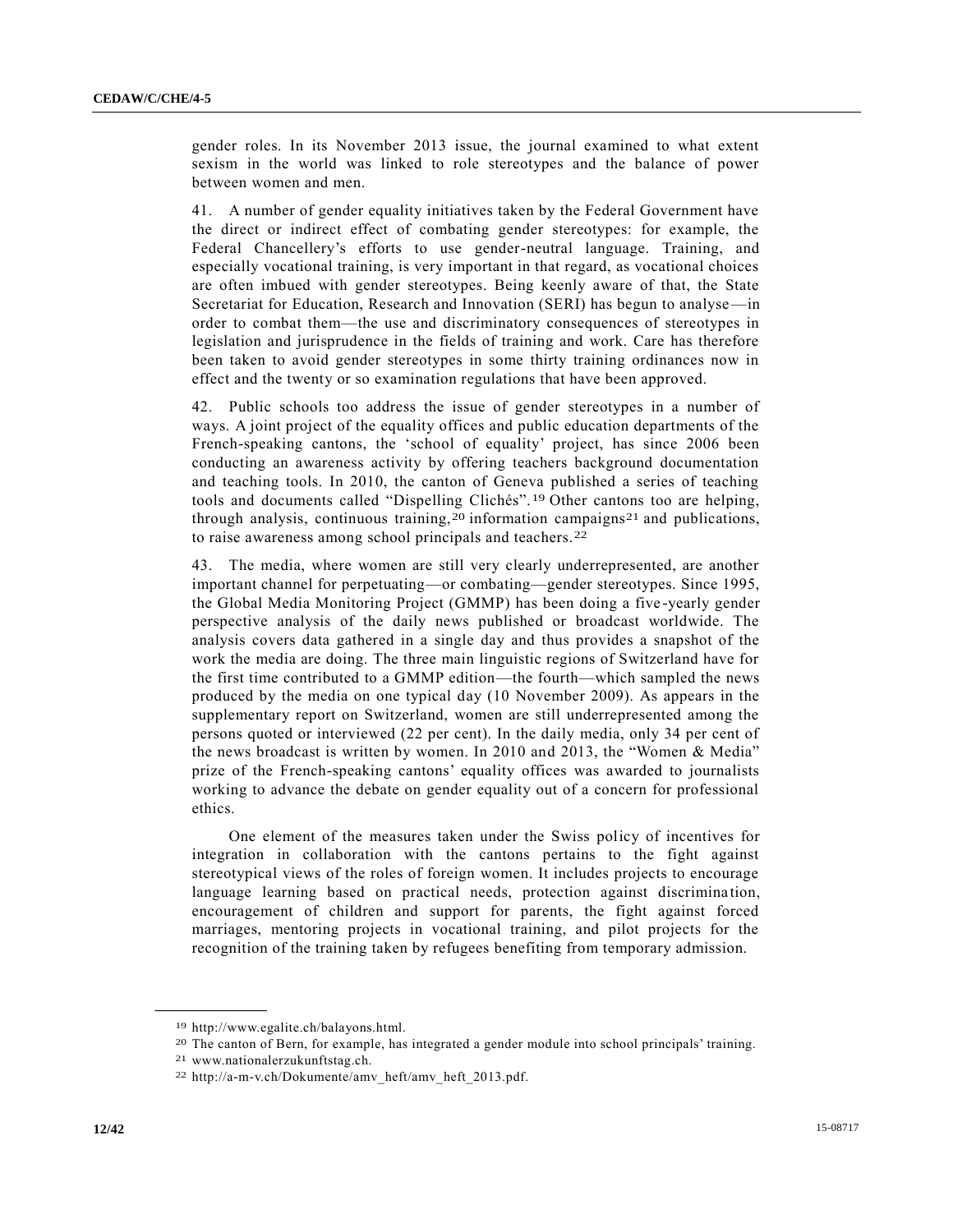gender roles. In its November 2013 issue, the journal examined to what extent sexism in the world was linked to role stereotypes and the balance of power between women and men.

41. A number of gender equality initiatives taken by the Federal Government have the direct or indirect effect of combating gender stereotypes: for example, the Federal Chancellery's efforts to use gender-neutral language. Training, and especially vocational training, is very important in that regard, as vocational choices are often imbued with gender stereotypes. Being keenly aware of that, the State Secretariat for Education, Research and Innovation (SERI) has begun to analyse—in order to combat them—the use and discriminatory consequences of stereotypes in legislation and jurisprudence in the fields of training and work. Care has therefore been taken to avoid gender stereotypes in some thirty training ordinances now in effect and the twenty or so examination regulations that have been approved.

42. Public schools too address the issue of gender stereotypes in a number of ways. A joint project of the equality offices and public education departments of the French-speaking cantons, the 'school of equality' project, has since 2006 been conducting an awareness activity by offering teachers background documentation and teaching tools. In 2010, the canton of Geneva published a series of teaching tools and documents called "Dispelling Clichés".[19] Other cantons too are helping, through analysis, continuous training,[20] information campaigns[21] and publications, to raise awareness among school principals and teachers.[22]

43. The media, where women are still very clearly underrepresented, are another important channel for perpetuating—or combating—gender stereotypes. Since 1995, the Global Media Monitoring Project (GMMP) has been doing a five-yearly gender perspective analysis of the daily news published or broadcast worldwide. The analysis covers data gathered in a single day and thus provides a snapshot of the work the media are doing. The three main linguistic regions of Switzerland have for the first time contributed to a GMMP edition—the fourth—which sampled the news produced by the media on one typical day (10 November 2009). As appears in the supplementary report on Switzerland, women are still underrepresented among the persons quoted or interviewed (22 per cent). In the daily media, only 34 per cent of the news broadcast is written by women. In 2010 and 2013, the "Women & Media" prize of the French-speaking cantons' equality offices was awarded to journalists working to advance the debate on gender equality out of a concern for professional ethics.

One element of the measures taken under the Swiss policy of incentives for integration in collaboration with the cantons pertains to the fight against stereotypical views of the roles of foreign women. It includes projects to encourage language learning based on practical needs, protection against discrimination, encouragement of children and support for parents, the fight against forced marriages, mentoring projects in vocational training, and pilot projects for the recognition of the training taken by refugees benefiting from temporary admission.

[19] http://www.egalite.ch/balayons.html.

[20] The canton of Bern, for example, has integrated a gender module into school principals' training.

[21] www.nationalerzukunftstag.ch.

[22] http://a-m-v.ch/Dokumente/amv_heft/amv_heft_2013.pdf.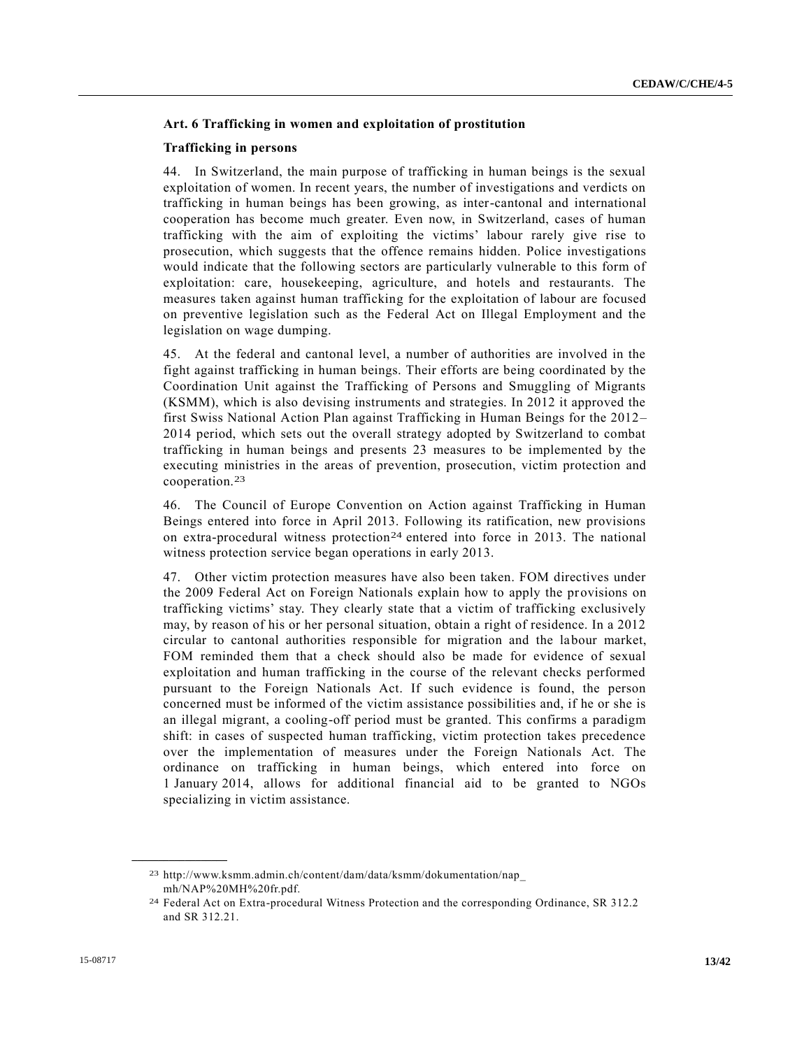### Art. 6 Trafficking in women and exploitation of prostitution

#### Trafficking in persons

44. In Switzerland, the main purpose of trafficking in human beings is the sexual exploitation of women. In recent years, the number of investigations and verdicts on trafficking in human beings has been growing, as inter-cantonal and international cooperation has become much greater. Even now, in Switzerland, cases of human trafficking with the aim of exploiting the victims' labour rarely give rise to prosecution, which suggests that the offence remains hidden. Police investigations would indicate that the following sectors are particularly vulnerable to this form of exploitation: care, housekeeping, agriculture, and hotels and restaurants. The measures taken against human trafficking for the exploitation of labour are focused on preventive legislation such as the Federal Act on Illegal Employment and the legislation on wage dumping.

45. At the federal and cantonal level, a number of authorities are involved in the fight against trafficking in human beings. Their efforts are being coordinated by the Coordination Unit against the Trafficking of Persons and Smuggling of Migrants (KSMM), which is also devising instruments and strategies. In 2012 it approved the first Swiss National Action Plan against Trafficking in Human Beings for the 2012–2014 period, which sets out the overall strategy adopted by Switzerland to combat trafficking in human beings and presents 23 measures to be implemented by the executing ministries in the areas of prevention, prosecution, victim protection and cooperation.[23]

46. The Council of Europe Convention on Action against Trafficking in Human Beings entered into force in April 2013. Following its ratification, new provisions on extra-procedural witness protection[24] entered into force in 2013. The national witness protection service began operations in early 2013.

47. Other victim protection measures have also been taken. FOM directives under the 2009 Federal Act on Foreign Nationals explain how to apply the provisions on trafficking victims' stay. They clearly state that a victim of trafficking exclusively may, by reason of his or her personal situation, obtain a right of residence. In a 2012 circular to cantonal authorities responsible for migration and the labour market, FOM reminded them that a check should also be made for evidence of sexual exploitation and human trafficking in the course of the relevant checks performed pursuant to the Foreign Nationals Act. If such evidence is found, the person concerned must be informed of the victim assistance possibilities and, if he or she is an illegal migrant, a cooling-off period must be granted. This confirms a paradigm shift: in cases of suspected human trafficking, victim protection takes precedence over the implementation of measures under the Foreign Nationals Act. The ordinance on trafficking in human beings, which entered into force on 1 January 2014, allows for additional financial aid to be granted to NGOs specializing in victim assistance.

---

[23] http://www.ksmm.admin.ch/content/dam/data/ksmm/dokumentation/nap_mh/NAP%20MH%20fr.pdf.

[24] Federal Act on Extra-procedural Witness Protection and the corresponding Ordinance, SR 312.2 and SR 312.21.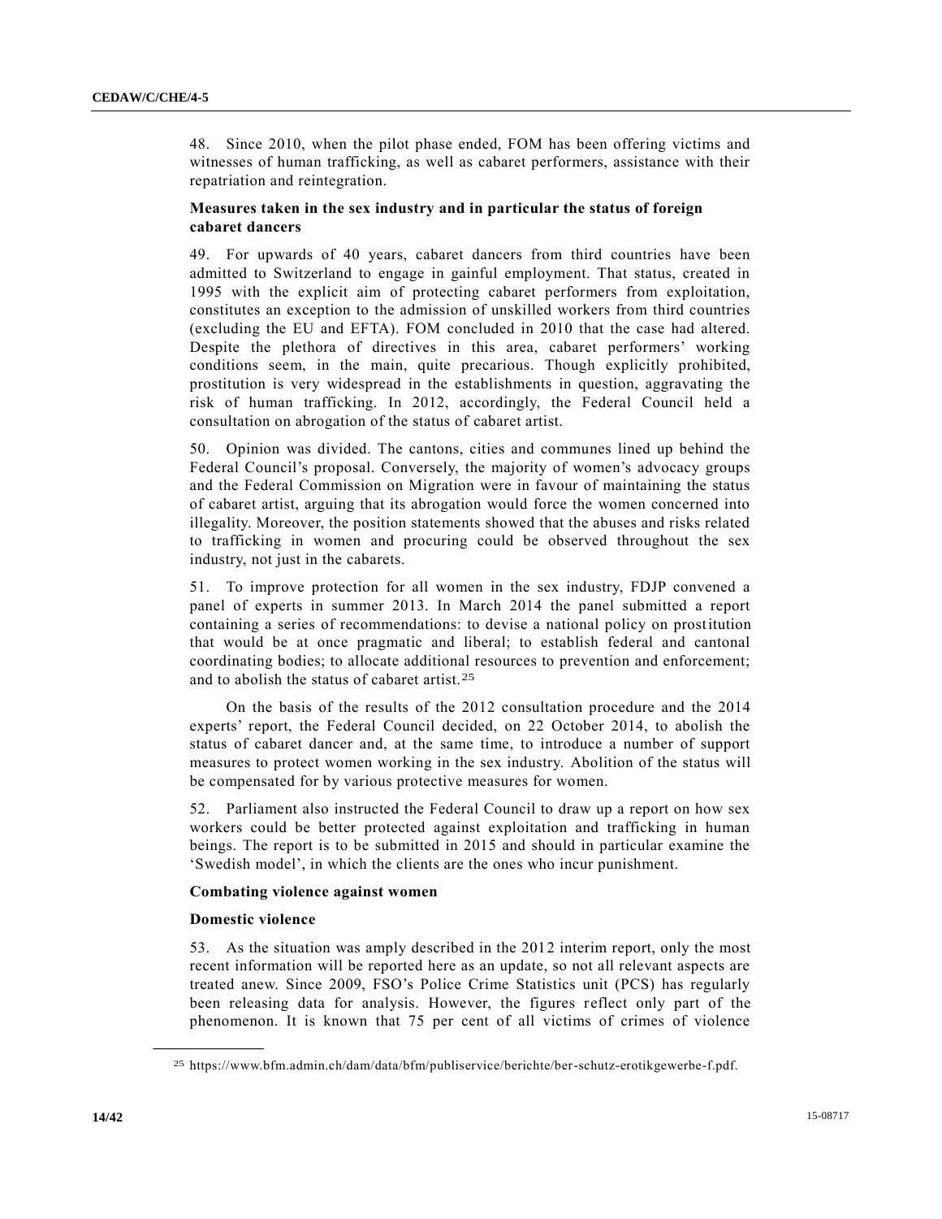48. Since 2010, when the pilot phase ended, FOM has been offering victims and witnesses of human trafficking, as well as cabaret performers, assistance with their repatriation and reintegration.

**Measures taken in the sex industry and in particular the status of foreign cabaret dancers**

49. For upwards of 40 years, cabaret dancers from third countries have been admitted to Switzerland to engage in gainful employment. That status, created in 1995 with the explicit aim of protecting cabaret performers from exploitation, constitutes an exception to the admission of unskilled workers from third countries (excluding the EU and EFTA). FOM concluded in 2010 that the case had altered. Despite the plethora of directives in this area, cabaret performers' working conditions seem, in the main, quite precarious. Though explicitly prohibited, prostitution is very widespread in the establishments in question, aggravating the risk of human trafficking. In 2012, accordingly, the Federal Council held a consultation on abrogation of the status of cabaret artist.

50. Opinion was divided. The cantons, cities and communes lined up behind the Federal Council's proposal. Conversely, the majority of women's advocacy groups and the Federal Commission on Migration were in favour of maintaining the status of cabaret artist, arguing that its abrogation would force the women concerned into illegality. Moreover, the position statements showed that the abuses and risks related to trafficking in women and procuring could be observed throughout the sex industry, not just in the cabarets.

51. To improve protection for all women in the sex industry, FDJP convened a panel of experts in summer 2013. In March 2014 the panel submitted a report containing a series of recommendations: to devise a national policy on prostitution that would be at once pragmatic and liberal; to establish federal and cantonal coordinating bodies; to allocate additional resources to prevention and enforcement; and to abolish the status of cabaret artist.[25]

On the basis of the results of the 2012 consultation procedure and the 2014 experts' report, the Federal Council decided, on 22 October 2014, to abolish the status of cabaret dancer and, at the same time, to introduce a number of support measures to protect women working in the sex industry. Abolition of the status will be compensated for by various protective measures for women.

52. Parliament also instructed the Federal Council to draw up a report on how sex workers could be better protected against exploitation and trafficking in human beings. The report is to be submitted in 2015 and should in particular examine the 'Swedish model', in which the clients are the ones who incur punishment.

**Combating violence against women**

**Domestic violence**

53. As the situation was amply described in the 2012 interim report, only the most recent information will be reported here as an update, so not all relevant aspects are treated anew. Since 2009, FSO's Police Crime Statistics unit (PCS) has regularly been releasing data for analysis. However, the figures reflect only part of the phenomenon. It is known that 75 per cent of all victims of crimes of violence

[25] https://www.bfm.admin.ch/dam/data/bfm/publiservice/berichte/ber-schutz-erotikgewerbe-f.pdf.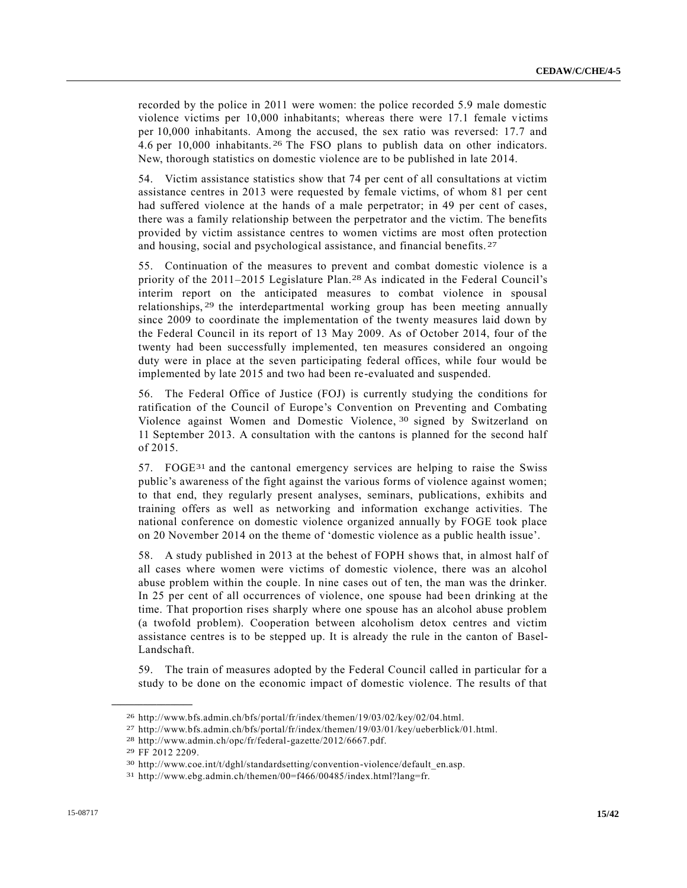recorded by the police in 2011 were women: the police recorded 5.9 male domestic violence victims per 10,000 inhabitants; whereas there were 17.1 female victims per 10,000 inhabitants. Among the accused, the sex ratio was reversed: 17.7 and 4.6 per 10,000 inhabitants.[26] The FSO plans to publish data on other indicators. New, thorough statistics on domestic violence are to be published in late 2014.

54. Victim assistance statistics show that 74 per cent of all consultations at victim assistance centres in 2013 were requested by female victims, of whom 81 per cent had suffered violence at the hands of a male perpetrator; in 49 per cent of cases, there was a family relationship between the perpetrator and the victim. The benefits provided by victim assistance centres to women victims are most often protection and housing, social and psychological assistance, and financial benefits.[27]

55. Continuation of the measures to prevent and combat domestic violence is a priority of the 2011–2015 Legislature Plan.[28] As indicated in the Federal Council's interim report on the anticipated measures to combat violence in spousal relationships,[29] the interdepartmental working group has been meeting annually since 2009 to coordinate the implementation of the twenty measures laid down by the Federal Council in its report of 13 May 2009. As of October 2014, four of the twenty had been successfully implemented, ten measures considered an ongoing duty were in place at the seven participating federal offices, while four would be implemented by late 2015 and two had been re-evaluated and suspended.

56. The Federal Office of Justice (FOJ) is currently studying the conditions for ratification of the Council of Europe's Convention on Preventing and Combating Violence against Women and Domestic Violence,[30] signed by Switzerland on 11 September 2013. A consultation with the cantons is planned for the second half of 2015.

57. FOGE[31] and the cantonal emergency services are helping to raise the Swiss public's awareness of the fight against the various forms of violence against women; to that end, they regularly present analyses, seminars, publications, exhibits and training offers as well as networking and information exchange activities. The national conference on domestic violence organized annually by FOGE took place on 20 November 2014 on the theme of 'domestic violence as a public health issue'.

58. A study published in 2013 at the behest of FOPH shows that, in almost half of all cases where women were victims of domestic violence, there was an alcohol abuse problem within the couple. In nine cases out of ten, the man was the drinker. In 25 per cent of all occurrences of violence, one spouse had been drinking at the time. That proportion rises sharply where one spouse has an alcohol abuse problem (a twofold problem). Cooperation between alcoholism detox centres and victim assistance centres is to be stepped up. It is already the rule in the canton of Basel-Landschaft.

59. The train of measures adopted by the Federal Council called in particular for a study to be done on the economic impact of domestic violence. The results of that

---

[26] http://www.bfs.admin.ch/bfs/portal/fr/index/themen/19/03/02/key/02/04.html.

[27] http://www.bfs.admin.ch/bfs/portal/fr/index/themen/19/03/01/key/ueberblick/01.html.

[28] http://www.admin.ch/opc/fr/federal-gazette/2012/6667.pdf.

[29] FF 2012 2209.

[30] http://www.coe.int/t/dghl/standardsetting/convention-violence/default_en.asp.

[31] http://www.ebg.admin.ch/themen/00=f466/00485/index.html?lang=fr.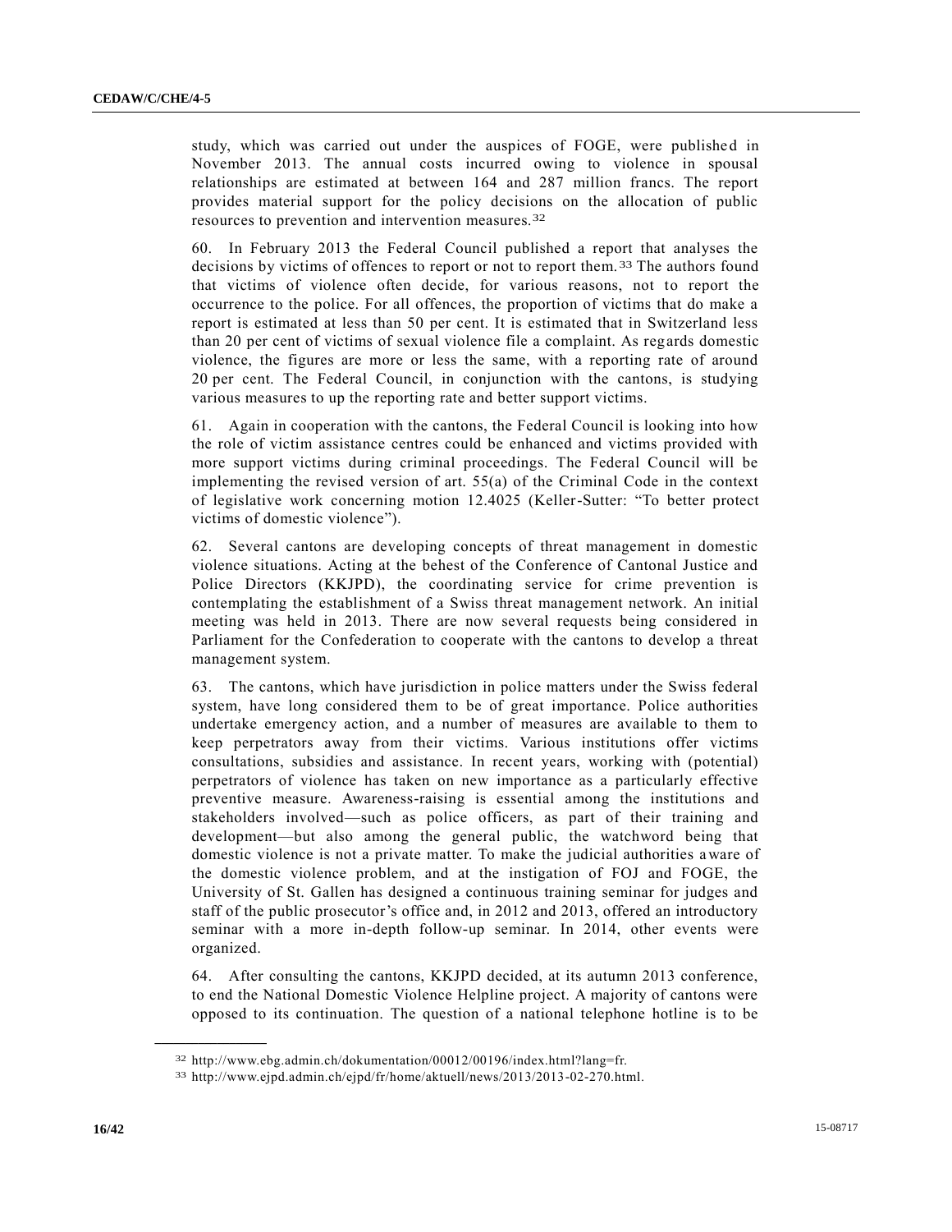study, which was carried out under the auspices of FOGE, were published in November 2013. The annual costs incurred owing to violence in spousal relationships are estimated at between 164 and 287 million francs. The report provides material support for the policy decisions on the allocation of public resources to prevention and intervention measures.[32]

60. In February 2013 the Federal Council published a report that analyses the decisions by victims of offences to report or not to report them.[33] The authors found that victims of violence often decide, for various reasons, not to report the occurrence to the police. For all offences, the proportion of victims that do make a report is estimated at less than 50 per cent. It is estimated that in Switzerland less than 20 per cent of victims of sexual violence file a complaint. As regards domestic violence, the figures are more or less the same, with a reporting rate of around 20 per cent. The Federal Council, in conjunction with the cantons, is studying various measures to up the reporting rate and better support victims.

61. Again in cooperation with the cantons, the Federal Council is looking into how the role of victim assistance centres could be enhanced and victims provided with more support victims during criminal proceedings. The Federal Council will be implementing the revised version of art. 55(a) of the Criminal Code in the context of legislative work concerning motion 12.4025 (Keller-Sutter: "To better protect victims of domestic violence").

62. Several cantons are developing concepts of threat management in domestic violence situations. Acting at the behest of the Conference of Cantonal Justice and Police Directors (KKJPD), the coordinating service for crime prevention is contemplating the establishment of a Swiss threat management network. An initial meeting was held in 2013. There are now several requests being considered in Parliament for the Confederation to cooperate with the cantons to develop a threat management system.

63. The cantons, which have jurisdiction in police matters under the Swiss federal system, have long considered them to be of great importance. Police authorities undertake emergency action, and a number of measures are available to them to keep perpetrators away from their victims. Various institutions offer victims consultations, subsidies and assistance. In recent years, working with (potential) perpetrators of violence has taken on new importance as a particularly effective preventive measure. Awareness-raising is essential among the institutions and stakeholders involved—such as police officers, as part of their training and development—but also among the general public, the watchword being that domestic violence is not a private matter. To make the judicial authorities aware of the domestic violence problem, and at the instigation of FOJ and FOGE, the University of St. Gallen has designed a continuous training seminar for judges and staff of the public prosecutor's office and, in 2012 and 2013, offered an introductory seminar with a more in-depth follow-up seminar. In 2014, other events were organized.

64. After consulting the cantons, KKJPD decided, at its autumn 2013 conference, to end the National Domestic Violence Helpline project. A majority of cantons were opposed to its continuation. The question of a national telephone hotline is to be

---

[32] http://www.ebg.admin.ch/dokumentation/00012/00196/index.html?lang=fr.

[33] http://www.ejpd.admin.ch/ejpd/fr/home/aktuell/news/2013/2013-02-270.html.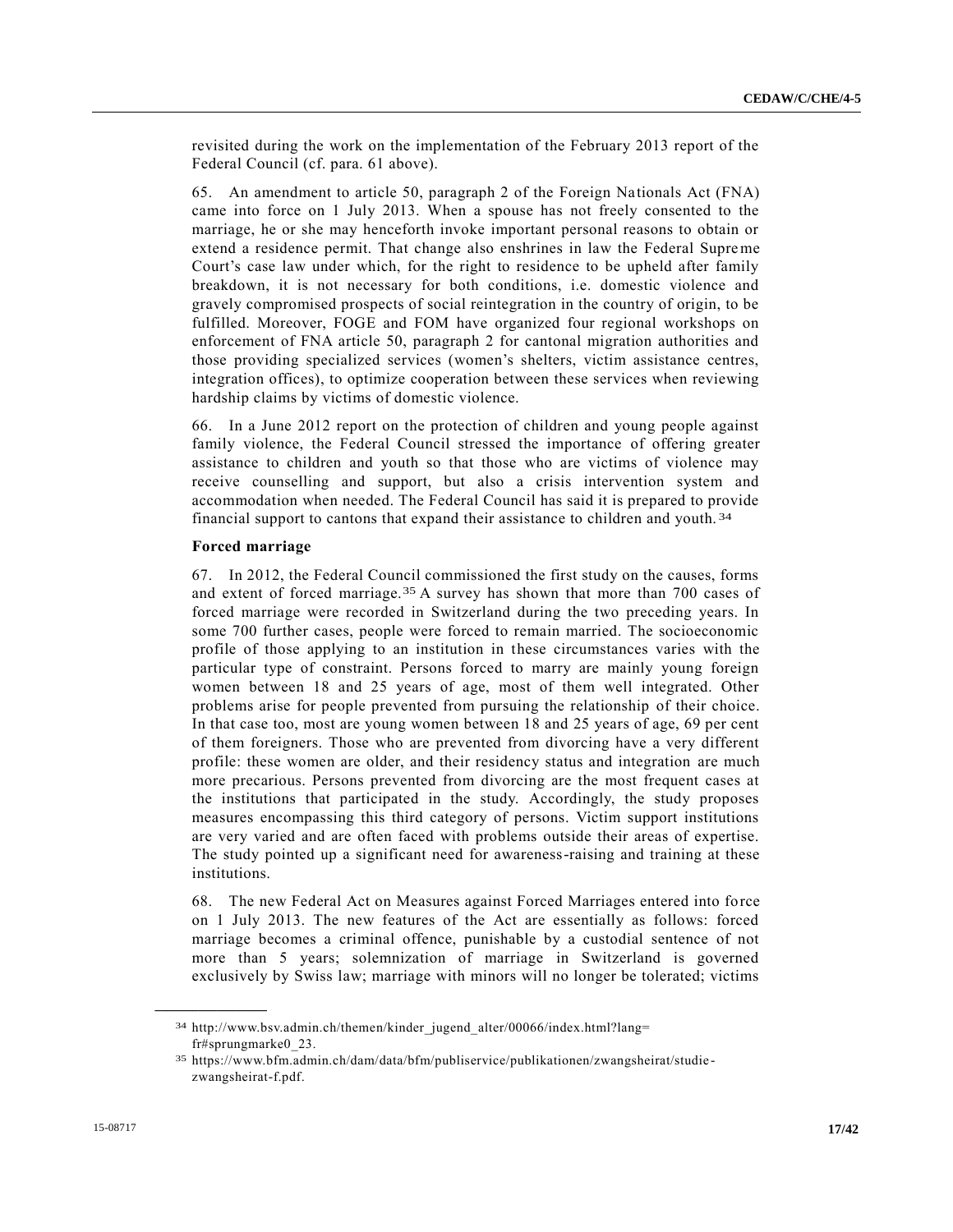revisited during the work on the implementation of the February 2013 report of the Federal Council (cf. para. 61 above).

65. An amendment to article 50, paragraph 2 of the Foreign Nationals Act (FNA) came into force on 1 July 2013. When a spouse has not freely consented to the marriage, he or she may henceforth invoke important personal reasons to obtain or extend a residence permit. That change also enshrines in law the Federal Supreme Court's case law under which, for the right to residence to be upheld after family breakdown, it is not necessary for both conditions, i.e. domestic violence and gravely compromised prospects of social reintegration in the country of origin, to be fulfilled. Moreover, FOGE and FOM have organized four regional workshops on enforcement of FNA article 50, paragraph 2 for cantonal migration authorities and those providing specialized services (women's shelters, victim assistance centres, integration offices), to optimize cooperation between these services when reviewing hardship claims by victims of domestic violence.

66. In a June 2012 report on the protection of children and young people against family violence, the Federal Council stressed the importance of offering greater assistance to children and youth so that those who are victims of violence may receive counselling and support, but also a crisis intervention system and accommodation when needed. The Federal Council has said it is prepared to provide financial support to cantons that expand their assistance to children and youth.[34]

**Forced marriage**

67. In 2012, the Federal Council commissioned the first study on the causes, forms and extent of forced marriage.[35] A survey has shown that more than 700 cases of forced marriage were recorded in Switzerland during the two preceding years. In some 700 further cases, people were forced to remain married. The socioeconomic profile of those applying to an institution in these circumstances varies with the particular type of constraint. Persons forced to marry are mainly young foreign women between 18 and 25 years of age, most of them well integrated. Other problems arise for people prevented from pursuing the relationship of their choice. In that case too, most are young women between 18 and 25 years of age, 69 per cent of them foreigners. Those who are prevented from divorcing have a very different profile: these women are older, and their residency status and integration are much more precarious. Persons prevented from divorcing are the most frequent cases at the institutions that participated in the study. Accordingly, the study proposes measures encompassing this third category of persons. Victim support institutions are very varied and are often faced with problems outside their areas of expertise. The study pointed up a significant need for awareness-raising and training at these institutions.

68. The new Federal Act on Measures against Forced Marriages entered into force on 1 July 2013. The new features of the Act are essentially as follows: forced marriage becomes a criminal offence, punishable by a custodial sentence of not more than 5 years; solemnization of marriage in Switzerland is governed exclusively by Swiss law; marriage with minors will no longer be tolerated; victims

---

[34] http://www.bsv.admin.ch/themen/kinder_jugend_alter/00066/index.html?lang=fr#sprungmarke0_23.

[35] https://www.bfm.admin.ch/dam/data/bfm/publiservice/publikationen/zwangsheirat/studie-zwangsheirat-f.pdf.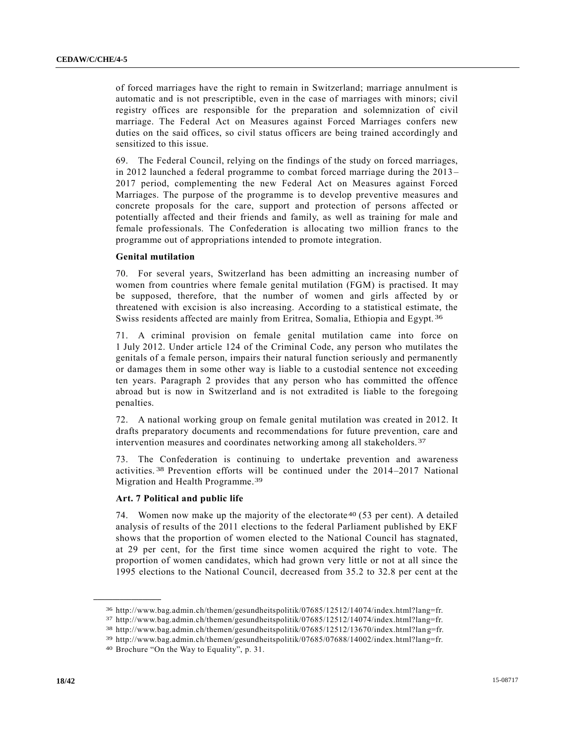of forced marriages have the right to remain in Switzerland; marriage annulment is automatic and is not prescriptible, even in the case of marriages with minors; civil registry offices are responsible for the preparation and solemnization of civil marriage. The Federal Act on Measures against Forced Marriages confers new duties on the said offices, so civil status officers are being trained accordingly and sensitized to this issue.

69. The Federal Council, relying on the findings of the study on forced marriages, in 2012 launched a federal programme to combat forced marriage during the 2013–2017 period, complementing the new Federal Act on Measures against Forced Marriages. The purpose of the programme is to develop preventive measures and concrete proposals for the care, support and protection of persons affected or potentially affected and their friends and family, as well as training for male and female professionals. The Confederation is allocating two million francs to the programme out of appropriations intended to promote integration.

### Genital mutilation

70. For several years, Switzerland has been admitting an increasing number of women from countries where female genital mutilation (FGM) is practised. It may be supposed, therefore, that the number of women and girls affected by or threatened with excision is also increasing. According to a statistical estimate, the Swiss residents affected are mainly from Eritrea, Somalia, Ethiopia and Egypt.[36]

71. A criminal provision on female genital mutilation came into force on 1 July 2012. Under article 124 of the Criminal Code, any person who mutilates the genitals of a female person, impairs their natural function seriously and permanently or damages them in some other way is liable to a custodial sentence not exceeding ten years. Paragraph 2 provides that any person who has committed the offence abroad but is now in Switzerland and is not extradited is liable to the foregoing penalties.

72. A national working group on female genital mutilation was created in 2012. It drafts preparatory documents and recommendations for future prevention, care and intervention measures and coordinates networking among all stakeholders.[37]

73. The Confederation is continuing to undertake prevention and awareness activities.[38] Prevention efforts will be continued under the 2014–2017 National Migration and Health Programme.[39]

### Art. 7 Political and public life

74. Women now make up the majority of the electorate[40] (53 per cent). A detailed analysis of results of the 2011 elections to the federal Parliament published by EKF shows that the proportion of women elected to the National Council has stagnated, at 29 per cent, for the first time since women acquired the right to vote. The proportion of women candidates, which had grown very little or not at all since the 1995 elections to the National Council, decreased from 35.2 to 32.8 per cent at the

---

[36] http://www.bag.admin.ch/themen/gesundheitspolitik/07685/12512/14074/index.html?lang=fr.

[37] http://www.bag.admin.ch/themen/gesundheitspolitik/07685/12512/14074/index.html?lang=fr.

[38] http://www.bag.admin.ch/themen/gesundheitspolitik/07685/12512/13670/index.html?lang=fr.

[39] http://www.bag.admin.ch/themen/gesundheitspolitik/07685/07688/14002/index.html?lang=fr.

[40] Brochure "On the Way to Equality", p. 31.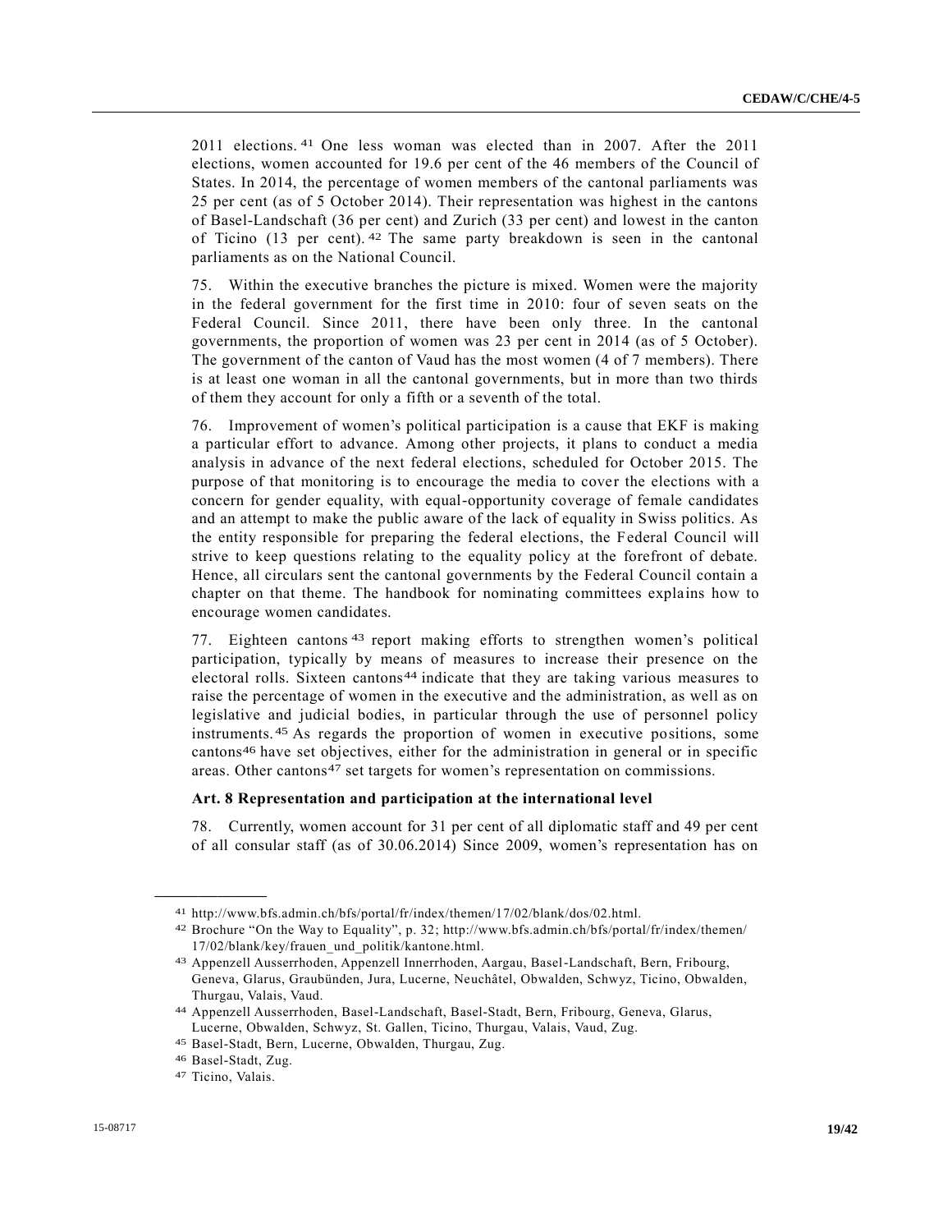2011 elections.[41] One less woman was elected than in 2007. After the 2011 elections, women accounted for 19.6 per cent of the 46 members of the Council of States. In 2014, the percentage of women members of the cantonal parliaments was 25 per cent (as of 5 October 2014). Their representation was highest in the cantons of Basel-Landschaft (36 per cent) and Zurich (33 per cent) and lowest in the canton of Ticino (13 per cent).[42] The same party breakdown is seen in the cantonal parliaments as on the National Council.

75. Within the executive branches the picture is mixed. Women were the majority in the federal government for the first time in 2010: four of seven seats on the Federal Council. Since 2011, there have been only three. In the cantonal governments, the proportion of women was 23 per cent in 2014 (as of 5 October). The government of the canton of Vaud has the most women (4 of 7 members). There is at least one woman in all the cantonal governments, but in more than two thirds of them they account for only a fifth or a seventh of the total.

76. Improvement of women's political participation is a cause that EKF is making a particular effort to advance. Among other projects, it plans to conduct a media analysis in advance of the next federal elections, scheduled for October 2015. The purpose of that monitoring is to encourage the media to cover the elections with a concern for gender equality, with equal-opportunity coverage of female candidates and an attempt to make the public aware of the lack of equality in Swiss politics. As the entity responsible for preparing the federal elections, the Federal Council will strive to keep questions relating to the equality policy at the forefront of debate. Hence, all circulars sent the cantonal governments by the Federal Council contain a chapter on that theme. The handbook for nominating committees explains how to encourage women candidates.

77. Eighteen cantons[43] report making efforts to strengthen women's political participation, typically by means of measures to increase their presence on the electoral rolls. Sixteen cantons[44] indicate that they are taking various measures to raise the percentage of women in the executive and the administration, as well as on legislative and judicial bodies, in particular through the use of personnel policy instruments.[45] As regards the proportion of women in executive positions, some cantons[46] have set objectives, either for the administration in general or in specific areas. Other cantons[47] set targets for women's representation on commissions.

### Art. 8 Representation and participation at the international level

78. Currently, women account for 31 per cent of all diplomatic staff and 49 per cent of all consular staff (as of 30.06.2014) Since 2009, women's representation has on

---

[41] http://www.bfs.admin.ch/bfs/portal/fr/index/themen/17/02/blank/dos/02.html.

[42] Brochure "On the Way to Equality", p. 32; http://www.bfs.admin.ch/bfs/portal/fr/index/themen/17/02/blank/key/frauen_und_politik/kantone.html.

[43] Appenzell Ausserrhoden, Appenzell Innerrhoden, Aargau, Basel-Landschaft, Bern, Fribourg, Geneva, Glarus, Graubünden, Jura, Lucerne, Neuchâtel, Obwalden, Schwyz, Ticino, Obwalden, Thurgau, Valais, Vaud.

[44] Appenzell Ausserrhoden, Basel-Landschaft, Basel-Stadt, Bern, Fribourg, Geneva, Glarus, Lucerne, Obwalden, Schwyz, St. Gallen, Ticino, Thurgau, Valais, Vaud, Zug.

[45] Basel-Stadt, Bern, Lucerne, Obwalden, Thurgau, Zug.

[46] Basel-Stadt, Zug.

[47] Ticino, Valais.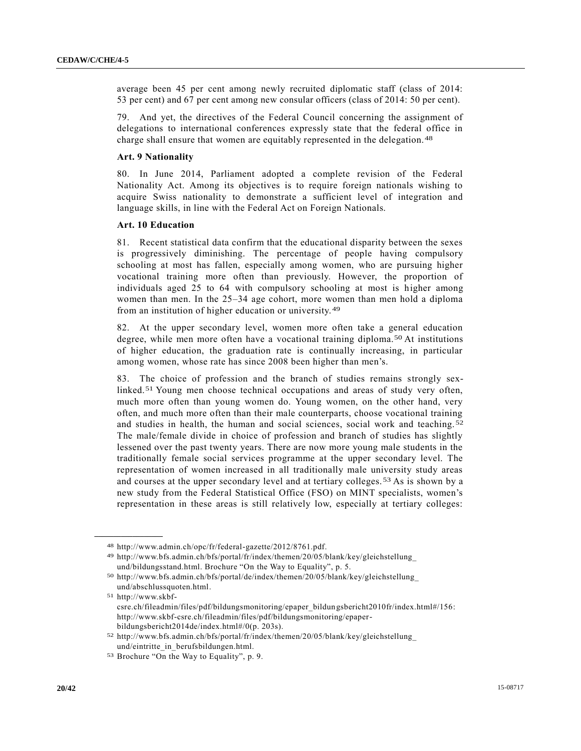average been 45 per cent among newly recruited diplomatic staff (class of 2014: 53 per cent) and 67 per cent among new consular officers (class of 2014: 50 per cent).

79. And yet, the directives of the Federal Council concerning the assignment of delegations to international conferences expressly state that the federal office in charge shall ensure that women are equitably represented in the delegation.[48]

### Art. 9 Nationality

80. In June 2014, Parliament adopted a complete revision of the Federal Nationality Act. Among its objectives is to require foreign nationals wishing to acquire Swiss nationality to demonstrate a sufficient level of integration and language skills, in line with the Federal Act on Foreign Nationals.

### Art. 10 Education

81. Recent statistical data confirm that the educational disparity between the sexes is progressively diminishing. The percentage of people having compulsory schooling at most has fallen, especially among women, who are pursuing higher vocational training more often than previously. However, the proportion of individuals aged 25 to 64 with compulsory schooling at most is higher among women than men. In the 25–34 age cohort, more women than men hold a diploma from an institution of higher education or university.[49]

82. At the upper secondary level, women more often take a general education degree, while men more often have a vocational training diploma.[50] At institutions of higher education, the graduation rate is continually increasing, in particular among women, whose rate has since 2008 been higher than men's.

83. The choice of profession and the branch of studies remains strongly sex-linked.[51] Young men choose technical occupations and areas of study very often, much more often than young women do. Young women, on the other hand, very often, and much more often than their male counterparts, choose vocational training and studies in health, the human and social sciences, social work and teaching.[52] The male/female divide in choice of profession and branch of studies has slightly lessened over the past twenty years. There are now more young male students in the traditionally female social services programme at the upper secondary level. The representation of women increased in all traditionally male university study areas and courses at the upper secondary level and at tertiary colleges.[53] As is shown by a new study from the Federal Statistical Office (FSO) on MINT specialists, women's representation in these areas is still relatively low, especially at tertiary colleges:

---

[48] http://www.admin.ch/opc/fr/federal-gazette/2012/8761.pdf.

[49] http://www.bfs.admin.ch/bfs/portal/fr/index/themen/20/05/blank/key/gleichstellung_und/bildungsstand.html. Brochure "On the Way to Equality", p. 5.

[50] http://www.bfs.admin.ch/bfs/portal/de/index/themen/20/05/blank/key/gleichstellung_und/abschlussquoten.html.

[51] http://www.skbf-csre.ch/fileadmin/files/pdf/bildungsmonitoring/epaper_bildungsbericht2010fr/index.html#/156: http://www.skbf-csre.ch/fileadmin/files/pdf/bildungsmonitoring/epaper-bildungsbericht2014de/index.html#/0(p. 203s).

[52] http://www.bfs.admin.ch/bfs/portal/fr/index/themen/20/05/blank/key/gleichstellung_und/eintritte_in_berufsbildungen.html.

[53] Brochure "On the Way to Equality", p. 9.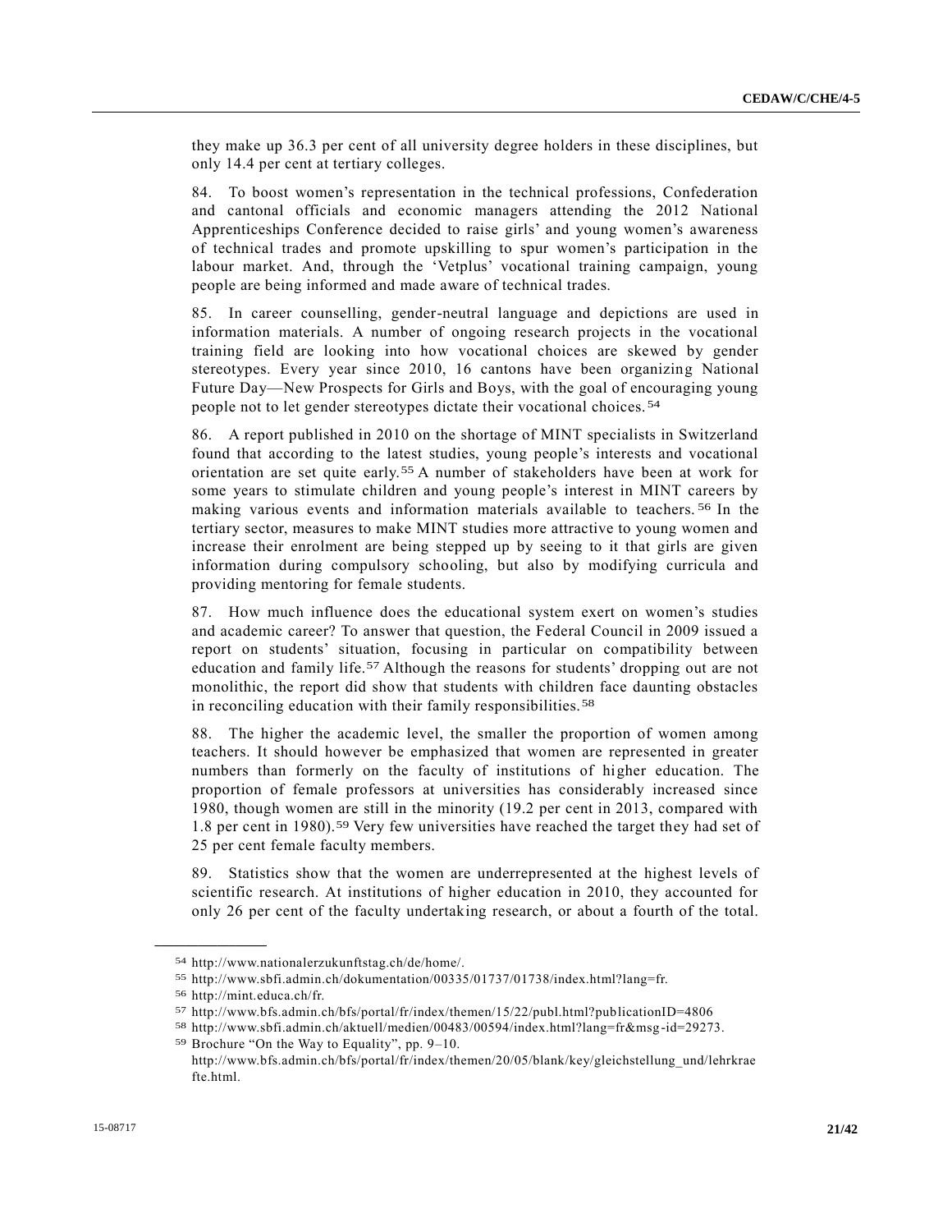they make up 36.3 per cent of all university degree holders in these disciplines, but only 14.4 per cent at tertiary colleges.

84. To boost women's representation in the technical professions, Confederation and cantonal officials and economic managers attending the 2012 National Apprenticeships Conference decided to raise girls' and young women's awareness of technical trades and promote upskilling to spur women's participation in the labour market. And, through the 'Vetplus' vocational training campaign, young people are being informed and made aware of technical trades.

85. In career counselling, gender-neutral language and depictions are used in information materials. A number of ongoing research projects in the vocational training field are looking into how vocational choices are skewed by gender stereotypes. Every year since 2010, 16 cantons have been organizing National Future Day—New Prospects for Girls and Boys, with the goal of encouraging young people not to let gender stereotypes dictate their vocational choices.[54]

86. A report published in 2010 on the shortage of MINT specialists in Switzerland found that according to the latest studies, young people's interests and vocational orientation are set quite early.[55] A number of stakeholders have been at work for some years to stimulate children and young people's interest in MINT careers by making various events and information materials available to teachers.[56] In the tertiary sector, measures to make MINT studies more attractive to young women and increase their enrolment are being stepped up by seeing to it that girls are given information during compulsory schooling, but also by modifying curricula and providing mentoring for female students.

87. How much influence does the educational system exert on women's studies and academic career? To answer that question, the Federal Council in 2009 issued a report on students' situation, focusing in particular on compatibility between education and family life.[57] Although the reasons for students' dropping out are not monolithic, the report did show that students with children face daunting obstacles in reconciling education with their family responsibilities.[58]

88. The higher the academic level, the smaller the proportion of women among teachers. It should however be emphasized that women are represented in greater numbers than formerly on the faculty of institutions of higher education. The proportion of female professors at universities has considerably increased since 1980, though women are still in the minority (19.2 per cent in 2013, compared with 1.8 per cent in 1980).[59] Very few universities have reached the target they had set of 25 per cent female faculty members.

89. Statistics show that the women are underrepresented at the highest levels of scientific research. At institutions of higher education in 2010, they accounted for only 26 per cent of the faculty undertaking research, or about a fourth of the total.

---

[54] http://www.nationalerzukunftstag.ch/de/home/.

[55] http://www.sbfi.admin.ch/dokumentation/00335/01737/01738/index.html?lang=fr.

[56] http://mint.educa.ch/fr.

[57] http://www.bfs.admin.ch/bfs/portal/fr/index/themen/15/22/publ.html?publicationID=4806

[58] http://www.sbfi.admin.ch/aktuell/medien/00483/00594/index.html?lang=fr&msg-id=29273.

[59] Brochure "On the Way to Equality", pp. 9–10. http://www.bfs.admin.ch/bfs/portal/fr/index/themen/20/05/blank/key/gleichstellung_und/lehrkraefte.html.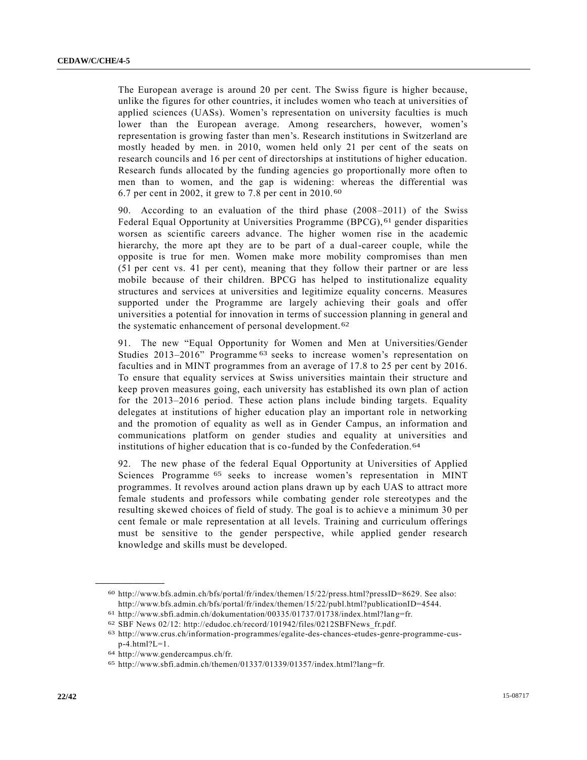The European average is around 20 per cent. The Swiss figure is higher because, unlike the figures for other countries, it includes women who teach at universities of applied sciences (UASs). Women's representation on university faculties is much lower than the European average. Among researchers, however, women's representation is growing faster than men's. Research institutions in Switzerland are mostly headed by men. in 2010, women held only 21 per cent of the seats on research councils and 16 per cent of directorships at institutions of higher education. Research funds allocated by the funding agencies go proportionally more often to men than to women, and the gap is widening: whereas the differential was 6.7 per cent in 2002, it grew to 7.8 per cent in 2010.[60]

90. According to an evaluation of the third phase (2008–2011) of the Swiss Federal Equal Opportunity at Universities Programme (BPCG),[61] gender disparities worsen as scientific careers advance. The higher women rise in the academic hierarchy, the more apt they are to be part of a dual-career couple, while the opposite is true for men. Women make more mobility compromises than men (51 per cent vs. 41 per cent), meaning that they follow their partner or are less mobile because of their children. BPCG has helped to institutionalize equality structures and services at universities and legitimize equality concerns. Measures supported under the Programme are largely achieving their goals and offer universities a potential for innovation in terms of succession planning in general and the systematic enhancement of personal development.[62]

91. The new "Equal Opportunity for Women and Men at Universities/Gender Studies 2013–2016" Programme[63] seeks to increase women's representation on faculties and in MINT programmes from an average of 17.8 to 25 per cent by 2016. To ensure that equality services at Swiss universities maintain their structure and keep proven measures going, each university has established its own plan of action for the 2013–2016 period. These action plans include binding targets. Equality delegates at institutions of higher education play an important role in networking and the promotion of equality as well as in Gender Campus, an information and communications platform on gender studies and equality at universities and institutions of higher education that is co-funded by the Confederation.[64]

92. The new phase of the federal Equal Opportunity at Universities of Applied Sciences Programme[65] seeks to increase women's representation in MINT programmes. It revolves around action plans drawn up by each UAS to attract more female students and professors while combating gender role stereotypes and the resulting skewed choices of field of study. The goal is to achieve a minimum 30 per cent female or male representation at all levels. Training and curriculum offerings must be sensitive to the gender perspective, while applied gender research knowledge and skills must be developed.

---

[60] http://www.bfs.admin.ch/bfs/portal/fr/index/themen/15/22/press.html?pressID=8629. See also: http://www.bfs.admin.ch/bfs/portal/fr/index/themen/15/22/publ.html?publicationID=4544.

[61] http://www.sbfi.admin.ch/dokumentation/00335/01737/01738/index.html?lang=fr.

[62] SBF News 02/12: http://edudoc.ch/record/101942/files/0212SBFNews_fr.pdf.

[63] http://www.crus.ch/information-programmes/egalite-des-chances-etudes-genre-programme-cus-p-4.html?L=1.

[64] http://www.gendercampus.ch/fr.

[65] http://www.sbfi.admin.ch/themen/01337/01339/01357/index.html?lang=fr.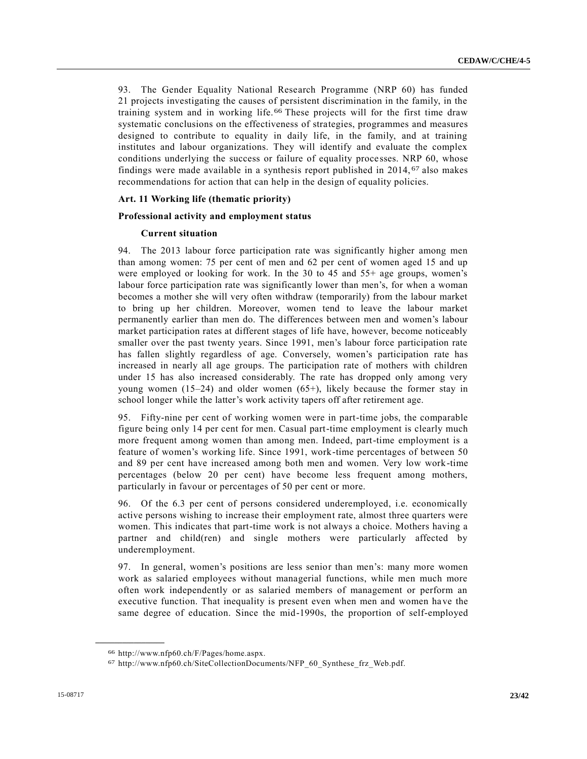93. The Gender Equality National Research Programme (NRP 60) has funded 21 projects investigating the causes of persistent discrimination in the family, in the training system and in working life.[66] These projects will for the first time draw systematic conclusions on the effectiveness of strategies, programmes and measures designed to contribute to equality in daily life, in the family, and at training institutes and labour organizations. They will identify and evaluate the complex conditions underlying the success or failure of equality processes. NRP 60, whose findings were made available in a synthesis report published in 2014,[67] also makes recommendations for action that can help in the design of equality policies.

**Art. 11 Working life (thematic priority)**

**Professional activity and employment status**

**Current situation**

94. The 2013 labour force participation rate was significantly higher among men than among women: 75 per cent of men and 62 per cent of women aged 15 and up were employed or looking for work. In the 30 to 45 and 55+ age groups, women's labour force participation rate was significantly lower than men's, for when a woman becomes a mother she will very often withdraw (temporarily) from the labour market to bring up her children. Moreover, women tend to leave the labour market permanently earlier than men do. The differences between men and women's labour market participation rates at different stages of life have, however, become noticeably smaller over the past twenty years. Since 1991, men's labour force participation rate has fallen slightly regardless of age. Conversely, women's participation rate has increased in nearly all age groups. The participation rate of mothers with children under 15 has also increased considerably. The rate has dropped only among very young women (15–24) and older women (65+), likely because the former stay in school longer while the latter's work activity tapers off after retirement age.

95. Fifty-nine per cent of working women were in part-time jobs, the comparable figure being only 14 per cent for men. Casual part-time employment is clearly much more frequent among women than among men. Indeed, part-time employment is a feature of women's working life. Since 1991, work-time percentages of between 50 and 89 per cent have increased among both men and women. Very low work-time percentages (below 20 per cent) have become less frequent among mothers, particularly in favour or percentages of 50 per cent or more.

96. Of the 6.3 per cent of persons considered underemployed, i.e. economically active persons wishing to increase their employment rate, almost three quarters were women. This indicates that part-time work is not always a choice. Mothers having a partner and child(ren) and single mothers were particularly affected by underemployment.

97. In general, women's positions are less senior than men's: many more women work as salaried employees without managerial functions, while men much more often work independently or as salaried members of management or perform an executive function. That inequality is present even when men and women have the same degree of education. Since the mid-1990s, the proportion of self-employed

[66] http://www.nfp60.ch/F/Pages/home.aspx.

[67] http://www.nfp60.ch/SiteCollectionDocuments/NFP_60_Synthese_frz_Web.pdf.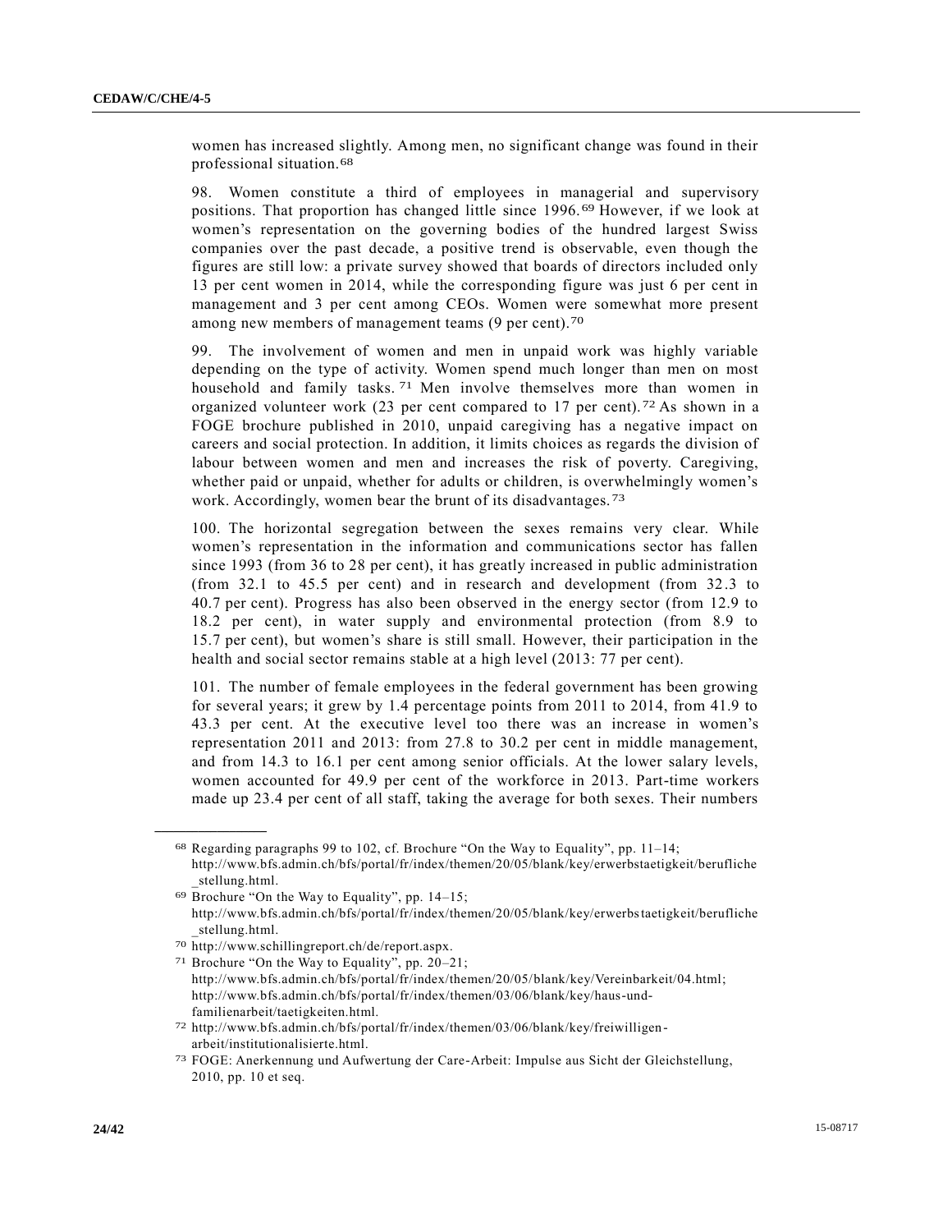women has increased slightly. Among men, no significant change was found in their professional situation.[68]

98. Women constitute a third of employees in managerial and supervisory positions. That proportion has changed little since 1996.[69] However, if we look at women's representation on the governing bodies of the hundred largest Swiss companies over the past decade, a positive trend is observable, even though the figures are still low: a private survey showed that boards of directors included only 13 per cent women in 2014, while the corresponding figure was just 6 per cent in management and 3 per cent among CEOs. Women were somewhat more present among new members of management teams (9 per cent).[70]

99. The involvement of women and men in unpaid work was highly variable depending on the type of activity. Women spend much longer than men on most household and family tasks.[71] Men involve themselves more than women in organized volunteer work (23 per cent compared to 17 per cent).[72] As shown in a FOGE brochure published in 2010, unpaid caregiving has a negative impact on careers and social protection. In addition, it limits choices as regards the division of labour between women and men and increases the risk of poverty. Caregiving, whether paid or unpaid, whether for adults or children, is overwhelmingly women's work. Accordingly, women bear the brunt of its disadvantages.[73]

100. The horizontal segregation between the sexes remains very clear. While women's representation in the information and communications sector has fallen since 1993 (from 36 to 28 per cent), it has greatly increased in public administration (from 32.1 to 45.5 per cent) and in research and development (from 32.3 to 40.7 per cent). Progress has also been observed in the energy sector (from 12.9 to 18.2 per cent), in water supply and environmental protection (from 8.9 to 15.7 per cent), but women's share is still small. However, their participation in the health and social sector remains stable at a high level (2013: 77 per cent).

101. The number of female employees in the federal government has been growing for several years; it grew by 1.4 percentage points from 2011 to 2014, from 41.9 to 43.3 per cent. At the executive level too there was an increase in women's representation 2011 and 2013: from 27.8 to 30.2 per cent in middle management, and from 14.3 to 16.1 per cent among senior officials. At the lower salary levels, women accounted for 49.9 per cent of the workforce in 2013. Part-time workers made up 23.4 per cent of all staff, taking the average for both sexes. Their numbers

---

[68] Regarding paragraphs 99 to 102, cf. Brochure "On the Way to Equality", pp. 11–14; http://www.bfs.admin.ch/bfs/portal/fr/index/themen/20/05/blank/key/erwerbstaetigkeit/berufliche_stellung.html.

[69] Brochure "On the Way to Equality", pp. 14–15; http://www.bfs.admin.ch/bfs/portal/fr/index/themen/20/05/blank/key/erwerbstaetigkeit/berufliche_stellung.html.

[70] http://www.schillingreport.ch/de/report.aspx.

[71] Brochure "On the Way to Equality", pp. 20–21; http://www.bfs.admin.ch/bfs/portal/fr/index/themen/20/05/blank/key/Vereinbarkeit/04.html; http://www.bfs.admin.ch/bfs/portal/fr/index/themen/03/06/blank/key/haus-und-familienarbeit/taetigkeiten.html.

[72] http://www.bfs.admin.ch/bfs/portal/fr/index/themen/03/06/blank/key/freiwilligen-arbeit/institutionalisierte.html.

[73] FOGE: Anerkennung und Aufwertung der Care-Arbeit: Impulse aus Sicht der Gleichstellung, 2010, pp. 10 et seq.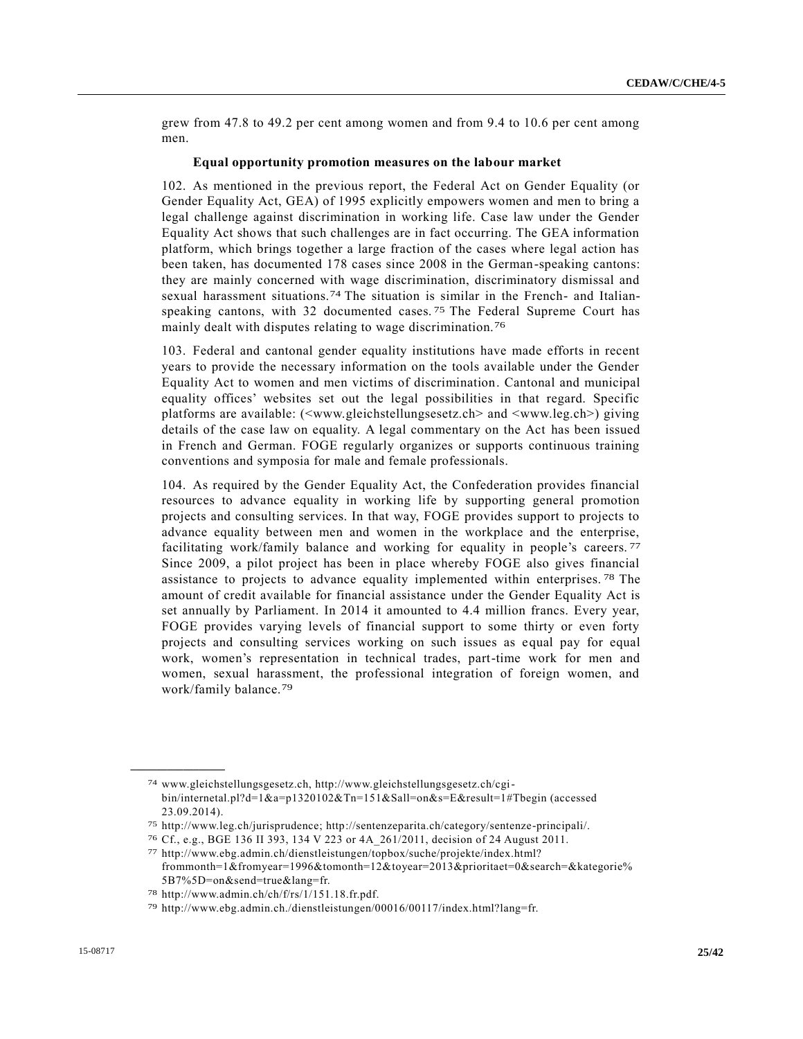grew from 47.8 to 49.2 per cent among women and from 9.4 to 10.6 per cent among men.

### Equal opportunity promotion measures on the labour market

102. As mentioned in the previous report, the Federal Act on Gender Equality (or Gender Equality Act, GEA) of 1995 explicitly empowers women and men to bring a legal challenge against discrimination in working life. Case law under the Gender Equality Act shows that such challenges are in fact occurring. The GEA information platform, which brings together a large fraction of the cases where legal action has been taken, has documented 178 cases since 2008 in the German-speaking cantons: they are mainly concerned with wage discrimination, discriminatory dismissal and sexual harassment situations.[74] The situation is similar in the French- and Italian-speaking cantons, with 32 documented cases.[75] The Federal Supreme Court has mainly dealt with disputes relating to wage discrimination.[76]

103. Federal and cantonal gender equality institutions have made efforts in recent years to provide the necessary information on the tools available under the Gender Equality Act to women and men victims of discrimination. Cantonal and municipal equality offices' websites set out the legal possibilities in that regard. Specific platforms are available: (<www.gleichstellungsesetz.ch> and <www.leg.ch>) giving details of the case law on equality. A legal commentary on the Act has been issued in French and German. FOGE regularly organizes or supports continuous training conventions and symposia for male and female professionals.

104. As required by the Gender Equality Act, the Confederation provides financial resources to advance equality in working life by supporting general promotion projects and consulting services. In that way, FOGE provides support to projects to advance equality between men and women in the workplace and the enterprise, facilitating work/family balance and working for equality in people's careers.[77] Since 2009, a pilot project has been in place whereby FOGE also gives financial assistance to projects to advance equality implemented within enterprises.[78] The amount of credit available for financial assistance under the Gender Equality Act is set annually by Parliament. In 2014 it amounted to 4.4 million francs. Every year, FOGE provides varying levels of financial support to some thirty or even forty projects and consulting services working on such issues as equal pay for equal work, women's representation in technical trades, part-time work for men and women, sexual harassment, the professional integration of foreign women, and work/family balance.[79]

---

[74] www.gleichstellungsgesetz.ch, http://www.gleichstellungsgesetz.ch/cgi-bin/internetal.pl?d=1&a=p1320102&Tn=151&Sall=on&s=E&result=1#Tbegin (accessed 23.09.2014).

[75] http://www.leg.ch/jurisprudence; http://sentenzeparita.ch/category/sentenze-principali/.

[76] Cf., e.g., BGE 136 II 393, 134 V 223 or 4A_261/2011, decision of 24 August 2011.

[77] http://www.ebg.admin.ch/dienstleistungen/topbox/suche/projekte/index.html?frommonth=1&fromyear=1996&tomonth=12&toyear=2013&prioritaet=0&search=&kategorie%5B7%5D=on&send=true&lang=fr.

[78] http://www.admin.ch/ch/f/rs/1/151.18.fr.pdf.

[79] http://www.ebg.admin.ch./dienstleistungen/00016/00117/index.html?lang=fr.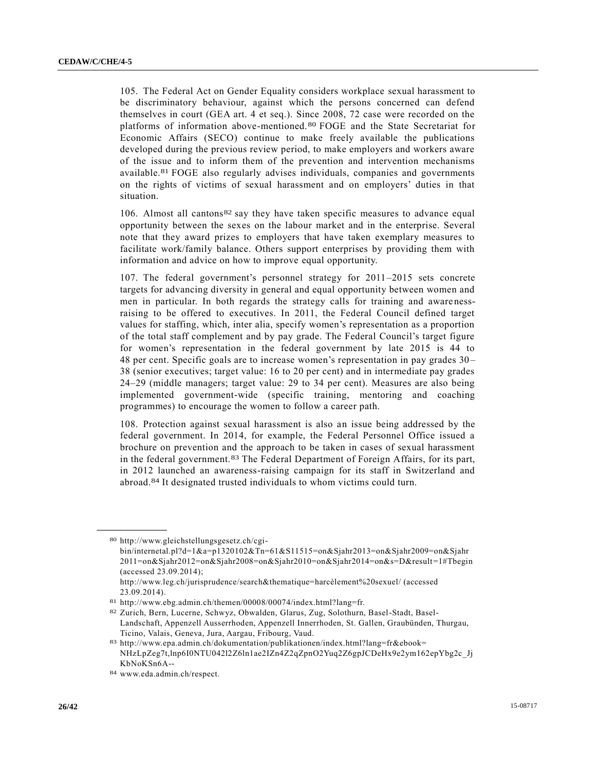105. The Federal Act on Gender Equality considers workplace sexual harassment to be discriminatory behaviour, against which the persons concerned can defend themselves in court (GEA art. 4 et seq.). Since 2008, 72 case were recorded on the platforms of information above-mentioned.[80] FOGE and the State Secretariat for Economic Affairs (SECO) continue to make freely available the publications developed during the previous review period, to make employers and workers aware of the issue and to inform them of the prevention and intervention mechanisms available.[81] FOGE also regularly advises individuals, companies and governments on the rights of victims of sexual harassment and on employers' duties in that situation.

106. Almost all cantons[82] say they have taken specific measures to advance equal opportunity between the sexes on the labour market and in the enterprise. Several note that they award prizes to employers that have taken exemplary measures to facilitate work/family balance. Others support enterprises by providing them with information and advice on how to improve equal opportunity.

107. The federal government's personnel strategy for 2011–2015 sets concrete targets for advancing diversity in general and equal opportunity between women and men in particular. In both regards the strategy calls for training and awareness-raising to be offered to executives. In 2011, the Federal Council defined target values for staffing, which, inter alia, specify women's representation as a proportion of the total staff complement and by pay grade. The Federal Council's target figure for women's representation in the federal government by late 2015 is 44 to 48 per cent. Specific goals are to increase women's representation in pay grades 30–38 (senior executives; target value: 16 to 20 per cent) and in intermediate pay grades 24–29 (middle managers; target value: 29 to 34 per cent). Measures are also being implemented government-wide (specific training, mentoring and coaching programmes) to encourage the women to follow a career path.

108. Protection against sexual harassment is also an issue being addressed by the federal government. In 2014, for example, the Federal Personnel Office issued a brochure on prevention and the approach to be taken in cases of sexual harassment in the federal government.[83] The Federal Department of Foreign Affairs, for its part, in 2012 launched an awareness-raising campaign for its staff in Switzerland and abroad.[84] It designated trusted individuals to whom victims could turn.

---

[80] http://www.gleichstellungsgesetz.ch/cgi-bin/internetal.pl?d=1&a=p1320102&Tn=61&S11515=on&Sjahr2013=on&Sjahr2009=on&Sjahr2011=on&Sjahr2012=on&Sjahr2008=on&Sjahr2010=on&Sjahr2014=on&s=D&result=1#Tbegin (accessed 23.09.2014);
http://www.leg.ch/jurisprudence/search&thematique=harcèlement%20sexuel/ (accessed 23.09.2014).

[81] http://www.ebg.admin.ch/themen/00008/00074/index.html?lang=fr.

[82] Zurich, Bern, Lucerne, Schwyz, Obwalden, Glarus, Zug, Solothurn, Basel-Stadt, Basel-Landschaft, Appenzell Ausserrhoden, Appenzell Innerrhoden, St. Gallen, Graubünden, Thurgau, Ticino, Valais, Geneva, Jura, Aargau, Fribourg, Vaud.

[83] http://www.epa.admin.ch/dokumentation/publikationen/index.html?lang=fr&ebook=NHzLpZeg7t,lnp6I0NTU042l2Z6ln1ae2IZn4Z2qZpnO2Yuq2Z6gpJCDeHx9e2ym162epYbg2c_JjKbNoKSn6A--

[84] www.eda.admin.ch/respect.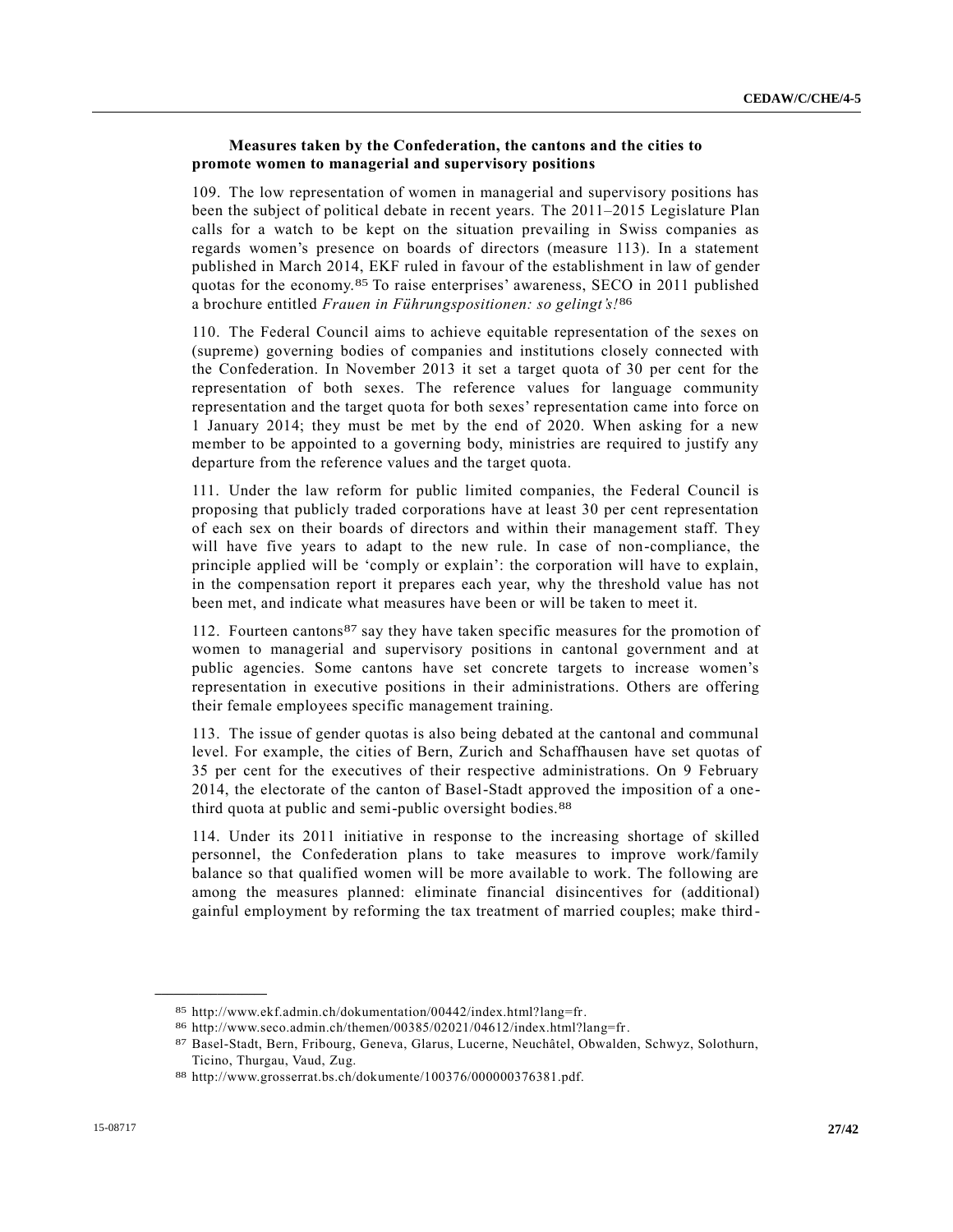### Measures taken by the Confederation, the cantons and the cities to promote women to managerial and supervisory positions

109. The low representation of women in managerial and supervisory positions has been the subject of political debate in recent years. The 2011–2015 Legislature Plan calls for a watch to be kept on the situation prevailing in Swiss companies as regards women's presence on boards of directors (measure 113). In a statement published in March 2014, EKF ruled in favour of the establishment in law of gender quotas for the economy.[85] To raise enterprises' awareness, SECO in 2011 published a brochure entitled *Frauen in Führungspositionen: so gelingt's!*[86]

110. The Federal Council aims to achieve equitable representation of the sexes on (supreme) governing bodies of companies and institutions closely connected with the Confederation. In November 2013 it set a target quota of 30 per cent for the representation of both sexes. The reference values for language community representation and the target quota for both sexes' representation came into force on 1 January 2014; they must be met by the end of 2020. When asking for a new member to be appointed to a governing body, ministries are required to justify any departure from the reference values and the target quota.

111. Under the law reform for public limited companies, the Federal Council is proposing that publicly traded corporations have at least 30 per cent representation of each sex on their boards of directors and within their management staff. They will have five years to adapt to the new rule. In case of non-compliance, the principle applied will be 'comply or explain': the corporation will have to explain, in the compensation report it prepares each year, why the threshold value has not been met, and indicate what measures have been or will be taken to meet it.

112. Fourteen cantons[87] say they have taken specific measures for the promotion of women to managerial and supervisory positions in cantonal government and at public agencies. Some cantons have set concrete targets to increase women's representation in executive positions in their administrations. Others are offering their female employees specific management training.

113. The issue of gender quotas is also being debated at the cantonal and communal level. For example, the cities of Bern, Zurich and Schaffhausen have set quotas of 35 per cent for the executives of their respective administrations. On 9 February 2014, the electorate of the canton of Basel-Stadt approved the imposition of a one-third quota at public and semi-public oversight bodies.[88]

114. Under its 2011 initiative in response to the increasing shortage of skilled personnel, the Confederation plans to take measures to improve work/family balance so that qualified women will be more available to work. The following are among the measures planned: eliminate financial disincentives for (additional) gainful employment by reforming the tax treatment of married couples; make third-

---

[85] http://www.ekf.admin.ch/dokumentation/00442/index.html?lang=fr.

[86] http://www.seco.admin.ch/themen/00385/02021/04612/index.html?lang=fr.

[87] Basel-Stadt, Bern, Fribourg, Geneva, Glarus, Lucerne, Neuchâtel, Obwalden, Schwyz, Solothurn, Ticino, Thurgau, Vaud, Zug.

[88] http://www.grosserrat.bs.ch/dokumente/100376/000000376381.pdf.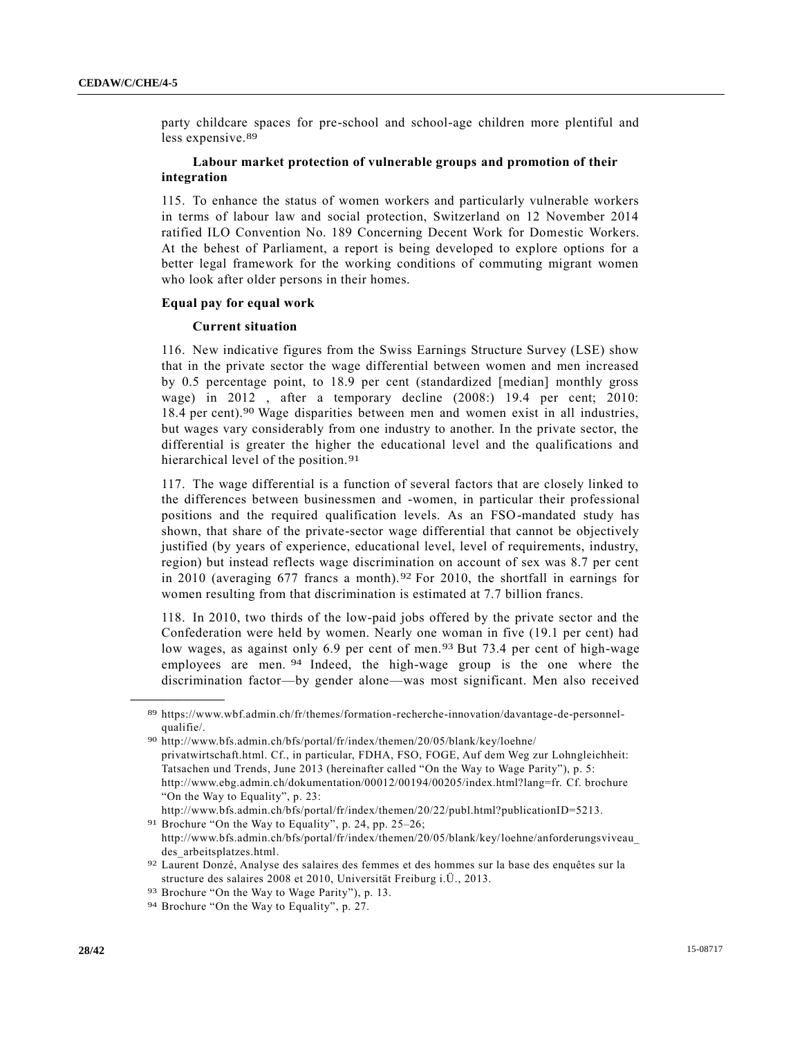party childcare spaces for pre-school and school-age children more plentiful and less expensive.[89]

### Labour market protection of vulnerable groups and promotion of their integration

115. To enhance the status of women workers and particularly vulnerable workers in terms of labour law and social protection, Switzerland on 12 November 2014 ratified ILO Convention No. 189 Concerning Decent Work for Domestic Workers. At the behest of Parliament, a report is being developed to explore options for a better legal framework for the working conditions of commuting migrant women who look after older persons in their homes.

## Equal pay for equal work

### Current situation

116. New indicative figures from the Swiss Earnings Structure Survey (LSE) show that in the private sector the wage differential between women and men increased by 0.5 percentage point, to 18.9 per cent (standardized [median] monthly gross wage) in 2012 , after a temporary decline (2008:) 19.4 per cent; 2010: 18.4 per cent).[90] Wage disparities between men and women exist in all industries, but wages vary considerably from one industry to another. In the private sector, the differential is greater the higher the educational level and the qualifications and hierarchical level of the position.[91]

117. The wage differential is a function of several factors that are closely linked to the differences between businessmen and -women, in particular their professional positions and the required qualification levels. As an FSO-mandated study has shown, that share of the private-sector wage differential that cannot be objectively justified (by years of experience, educational level, level of requirements, industry, region) but instead reflects wage discrimination on account of sex was 8.7 per cent in 2010 (averaging 677 francs a month).[92] For 2010, the shortfall in earnings for women resulting from that discrimination is estimated at 7.7 billion francs.

118. In 2010, two thirds of the low-paid jobs offered by the private sector and the Confederation were held by women. Nearly one woman in five (19.1 per cent) had low wages, as against only 6.9 per cent of men.[93] But 73.4 per cent of high-wage employees are men.[94] Indeed, the high-wage group is the one where the discrimination factor—by gender alone—was most significant. Men also received

---

[89] https://www.wbf.admin.ch/fr/themes/formation-recherche-innovation/davantage-de-personnel-qualifie/.

[90] http://www.bfs.admin.ch/bfs/portal/fr/index/themen/20/05/blank/key/loehne/privatwirtschaft.html. Cf., in particular, FDHA, FSO, FOGE, Auf dem Weg zur Lohngleichheit: Tatsachen und Trends, June 2013 (hereinafter called "On the Way to Wage Parity"), p. 5: http://www.ebg.admin.ch/dokumentation/00012/00194/00205/index.html?lang=fr. Cf. brochure "On the Way to Equality", p. 23: http://www.bfs.admin.ch/bfs/portal/fr/index/themen/20/22/publ.html?publicationID=5213.

[91] Brochure "On the Way to Equality", p. 24, pp. 25–26; http://www.bfs.admin.ch/bfs/portal/fr/index/themen/20/05/blank/key/loehne/anforderungsviveau_des_arbeitsplatzes.html.

[92] Laurent Donzé, Analyse des salaires des femmes et des hommes sur la base des enquêtes sur la structure des salaires 2008 et 2010, Universität Freiburg i.Ü., 2013.

[93] Brochure "On the Way to Wage Parity"), p. 13.

[94] Brochure "On the Way to Equality", p. 27.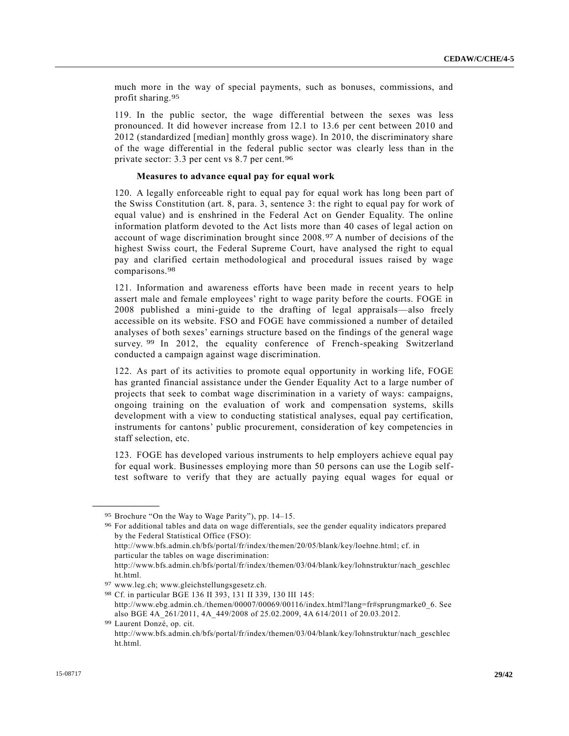much more in the way of special payments, such as bonuses, commissions, and profit sharing.[95]

119. In the public sector, the wage differential between the sexes was less pronounced. It did however increase from 12.1 to 13.6 per cent between 2010 and 2012 (standardized [median] monthly gross wage). In 2010, the discriminatory share of the wage differential in the federal public sector was clearly less than in the private sector: 3.3 per cent vs 8.7 per cent.[96]

**Measures to advance equal pay for equal work**

120. A legally enforceable right to equal pay for equal work has long been part of the Swiss Constitution (art. 8, para. 3, sentence 3: the right to equal pay for work of equal value) and is enshrined in the Federal Act on Gender Equality. The online information platform devoted to the Act lists more than 40 cases of legal action on account of wage discrimination brought since 2008.[97] A number of decisions of the highest Swiss court, the Federal Supreme Court, have analysed the right to equal pay and clarified certain methodological and procedural issues raised by wage comparisons.[98]

121. Information and awareness efforts have been made in recent years to help assert male and female employees' right to wage parity before the courts. FOGE in 2008 published a mini-guide to the drafting of legal appraisals—also freely accessible on its website. FSO and FOGE have commissioned a number of detailed analyses of both sexes' earnings structure based on the findings of the general wage survey.[99] In 2012, the equality conference of French-speaking Switzerland conducted a campaign against wage discrimination.

122. As part of its activities to promote equal opportunity in working life, FOGE has granted financial assistance under the Gender Equality Act to a large number of projects that seek to combat wage discrimination in a variety of ways: campaigns, ongoing training on the evaluation of work and compensation systems, skills development with a view to conducting statistical analyses, equal pay certification, instruments for cantons' public procurement, consideration of key competencies in staff selection, etc.

123. FOGE has developed various instruments to help employers achieve equal pay for equal work. Businesses employing more than 50 persons can use the Logib self-test software to verify that they are actually paying equal wages for equal or

---

[95] Brochure "On the Way to Wage Parity"), pp. 14–15.

[96] For additional tables and data on wage differentials, see the gender equality indicators prepared by the Federal Statistical Office (FSO): http://www.bfs.admin.ch/bfs/portal/fr/index/themen/20/05/blank/key/loehne.html; cf. in particular the tables on wage discrimination: http://www.bfs.admin.ch/bfs/portal/fr/index/themen/03/04/blank/key/lohnstruktur/nach_geschlecht.html.

[97] www.leg.ch; www.gleichstellungsgesetz.ch.

[98] Cf. in particular BGE 136 II 393, 131 II 339, 130 III 145: http://www.ebg.admin.ch./themen/00007/00069/00116/index.html?lang=fr#sprungmarke0_6. See also BGE 4A_261/2011, 4A_449/2008 of 25.02.2009, 4A 614/2011 of 20.03.2012.

[99] Laurent Donzé, op. cit. http://www.bfs.admin.ch/bfs/portal/fr/index/themen/03/04/blank/key/lohnstruktur/nach_geschlecht.html.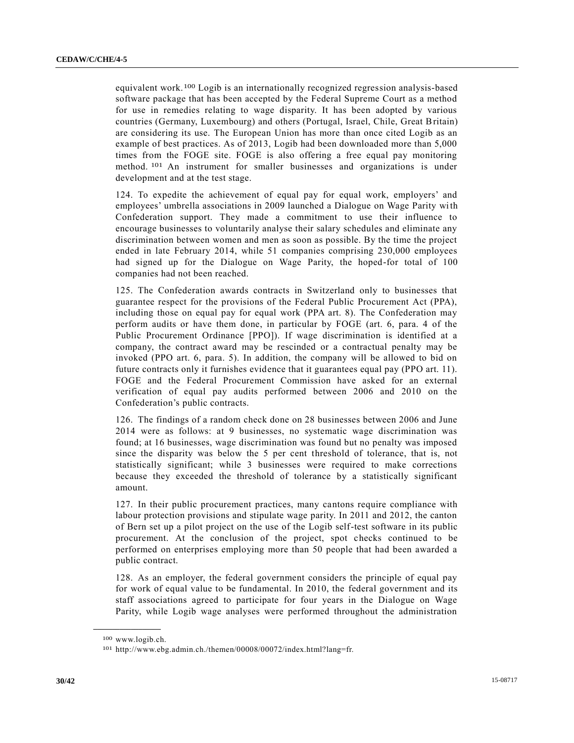equivalent work.[100] Logib is an internationally recognized regression analysis-based software package that has been accepted by the Federal Supreme Court as a method for use in remedies relating to wage disparity. It has been adopted by various countries (Germany, Luxembourg) and others (Portugal, Israel, Chile, Great Britain) are considering its use. The European Union has more than once cited Logib as an example of best practices. As of 2013, Logib had been downloaded more than 5,000 times from the FOGE site. FOGE is also offering a free equal pay monitoring method.[101] An instrument for smaller businesses and organizations is under development and at the test stage.

124. To expedite the achievement of equal pay for equal work, employers' and employees' umbrella associations in 2009 launched a Dialogue on Wage Parity with Confederation support. They made a commitment to use their influence to encourage businesses to voluntarily analyse their salary schedules and eliminate any discrimination between women and men as soon as possible. By the time the project ended in late February 2014, while 51 companies comprising 230,000 employees had signed up for the Dialogue on Wage Parity, the hoped-for total of 100 companies had not been reached.

125. The Confederation awards contracts in Switzerland only to businesses that guarantee respect for the provisions of the Federal Public Procurement Act (PPA), including those on equal pay for equal work (PPA art. 8). The Confederation may perform audits or have them done, in particular by FOGE (art. 6, para. 4 of the Public Procurement Ordinance [PPO]). If wage discrimination is identified at a company, the contract award may be rescinded or a contractual penalty may be invoked (PPO art. 6, para. 5). In addition, the company will be allowed to bid on future contracts only it furnishes evidence that it guarantees equal pay (PPO art. 11). FOGE and the Federal Procurement Commission have asked for an external verification of equal pay audits performed between 2006 and 2010 on the Confederation's public contracts.

126. The findings of a random check done on 28 businesses between 2006 and June 2014 were as follows: at 9 businesses, no systematic wage discrimination was found; at 16 businesses, wage discrimination was found but no penalty was imposed since the disparity was below the 5 per cent threshold of tolerance, that is, not statistically significant; while 3 businesses were required to make corrections because they exceeded the threshold of tolerance by a statistically significant amount.

127. In their public procurement practices, many cantons require compliance with labour protection provisions and stipulate wage parity. In 2011 and 2012, the canton of Bern set up a pilot project on the use of the Logib self-test software in its public procurement. At the conclusion of the project, spot checks continued to be performed on enterprises employing more than 50 people that had been awarded a public contract.

128. As an employer, the federal government considers the principle of equal pay for work of equal value to be fundamental. In 2010, the federal government and its staff associations agreed to participate for four years in the Dialogue on Wage Parity, while Logib wage analyses were performed throughout the administration

---

[100] www.logib.ch.

[101] http://www.ebg.admin.ch./themen/00008/00072/index.html?lang=fr.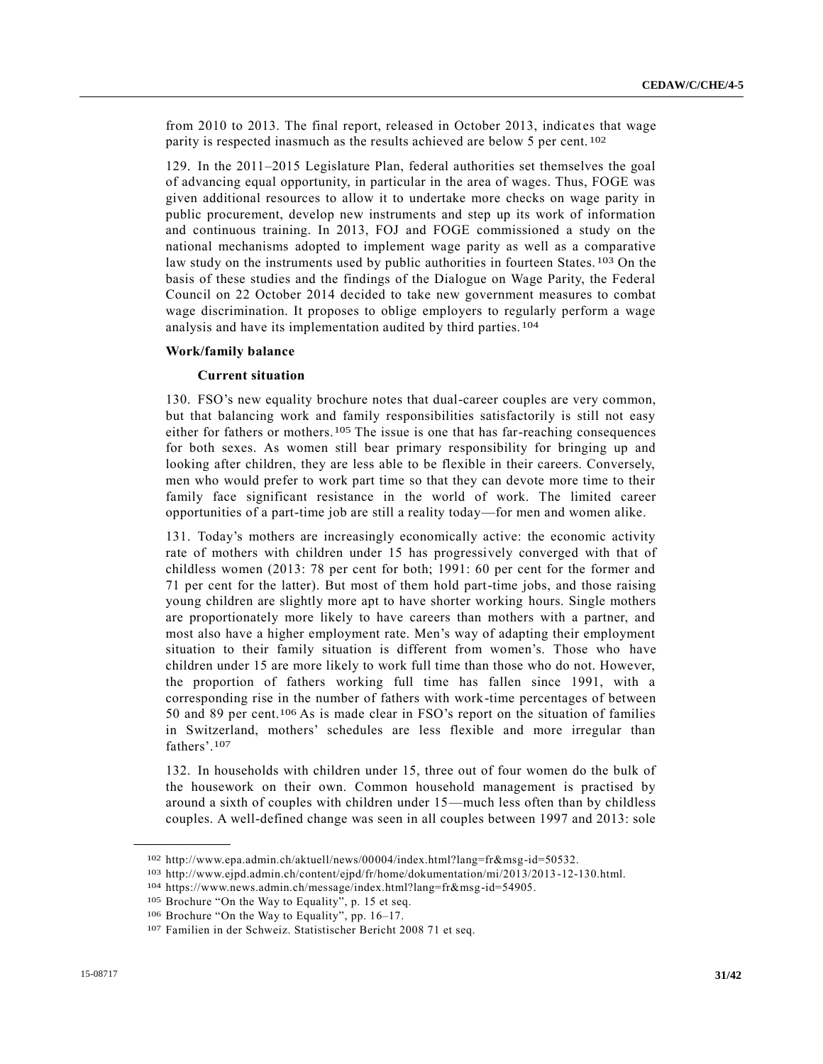from 2010 to 2013. The final report, released in October 2013, indicates that wage parity is respected inasmuch as the results achieved are below 5 per cent.[102]

129. In the 2011–2015 Legislature Plan, federal authorities set themselves the goal of advancing equal opportunity, in particular in the area of wages. Thus, FOGE was given additional resources to allow it to undertake more checks on wage parity in public procurement, develop new instruments and step up its work of information and continuous training. In 2013, FOJ and FOGE commissioned a study on the national mechanisms adopted to implement wage parity as well as a comparative law study on the instruments used by public authorities in fourteen States.[103] On the basis of these studies and the findings of the Dialogue on Wage Parity, the Federal Council on 22 October 2014 decided to take new government measures to combat wage discrimination. It proposes to oblige employers to regularly perform a wage analysis and have its implementation audited by third parties.[104]

**Work/family balance**

**Current situation**

130. FSO's new equality brochure notes that dual-career couples are very common, but that balancing work and family responsibilities satisfactorily is still not easy either for fathers or mothers.[105] The issue is one that has far-reaching consequences for both sexes. As women still bear primary responsibility for bringing up and looking after children, they are less able to be flexible in their careers. Conversely, men who would prefer to work part time so that they can devote more time to their family face significant resistance in the world of work. The limited career opportunities of a part-time job are still a reality today—for men and women alike.

131. Today's mothers are increasingly economically active: the economic activity rate of mothers with children under 15 has progressively converged with that of childless women (2013: 78 per cent for both; 1991: 60 per cent for the former and 71 per cent for the latter). But most of them hold part-time jobs, and those raising young children are slightly more apt to have shorter working hours. Single mothers are proportionately more likely to have careers than mothers with a partner, and most also have a higher employment rate. Men's way of adapting their employment situation to their family situation is different from women's. Those who have children under 15 are more likely to work full time than those who do not. However, the proportion of fathers working full time has fallen since 1991, with a corresponding rise in the number of fathers with work-time percentages of between 50 and 89 per cent.[106] As is made clear in FSO's report on the situation of families in Switzerland, mothers' schedules are less flexible and more irregular than fathers'.[107]

132. In households with children under 15, three out of four women do the bulk of the housework on their own. Common household management is practised by around a sixth of couples with children under 15—much less often than by childless couples. A well-defined change was seen in all couples between 1997 and 2013: sole

---

[102] http://www.epa.admin.ch/aktuell/news/00004/index.html?lang=fr&msg-id=50532.

[103] http://www.ejpd.admin.ch/content/ejpd/fr/home/dokumentation/mi/2013/2013-12-130.html.

[104] https://www.news.admin.ch/message/index.html?lang=fr&msg-id=54905.

[105] Brochure "On the Way to Equality", p. 15 et seq.

[106] Brochure "On the Way to Equality", pp. 16–17.

[107] Familien in der Schweiz. Statistischer Bericht 2008 71 et seq.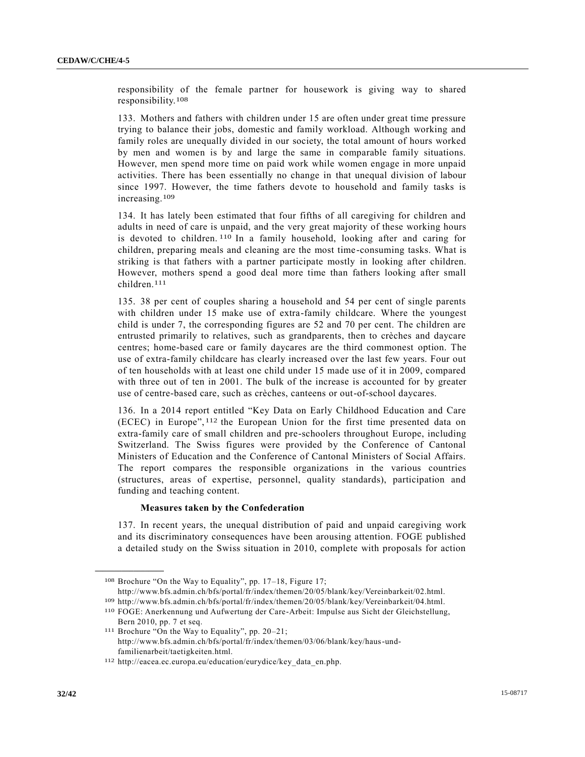responsibility of the female partner for housework is giving way to shared responsibility.[108]

133. Mothers and fathers with children under 15 are often under great time pressure trying to balance their jobs, domestic and family workload. Although working and family roles are unequally divided in our society, the total amount of hours worked by men and women is by and large the same in comparable family situations. However, men spend more time on paid work while women engage in more unpaid activities. There has been essentially no change in that unequal division of labour since 1997. However, the time fathers devote to household and family tasks is increasing.[109]

134. It has lately been estimated that four fifths of all caregiving for children and adults in need of care is unpaid, and the very great majority of these working hours is devoted to children.[110] In a family household, looking after and caring for children, preparing meals and cleaning are the most time-consuming tasks. What is striking is that fathers with a partner participate mostly in looking after children. However, mothers spend a good deal more time than fathers looking after small children.[111]

135. 38 per cent of couples sharing a household and 54 per cent of single parents with children under 15 make use of extra-family childcare. Where the youngest child is under 7, the corresponding figures are 52 and 70 per cent. The children are entrusted primarily to relatives, such as grandparents, then to crèches and daycare centres; home-based care or family daycares are the third commonest option. The use of extra-family childcare has clearly increased over the last few years. Four out of ten households with at least one child under 15 made use of it in 2009, compared with three out of ten in 2001. The bulk of the increase is accounted for by greater use of centre-based care, such as crèches, canteens or out-of-school daycares.

136. In a 2014 report entitled "Key Data on Early Childhood Education and Care (ECEC) in Europe",[112] the European Union for the first time presented data on extra-family care of small children and pre-schoolers throughout Europe, including Switzerland. The Swiss figures were provided by the Conference of Cantonal Ministers of Education and the Conference of Cantonal Ministers of Social Affairs. The report compares the responsible organizations in the various countries (structures, areas of expertise, personnel, quality standards), participation and funding and teaching content.

**Measures taken by the Confederation**

137. In recent years, the unequal distribution of paid and unpaid caregiving work and its discriminatory consequences have been arousing attention. FOGE published a detailed study on the Swiss situation in 2010, complete with proposals for action

---

[108] Brochure "On the Way to Equality", pp. 17–18, Figure 17; http://www.bfs.admin.ch/bfs/portal/fr/index/themen/20/05/blank/key/Vereinbarkeit/02.html.

[109] http://www.bfs.admin.ch/bfs/portal/fr/index/themen/20/05/blank/key/Vereinbarkeit/04.html.

[110] FOGE: Anerkennung und Aufwertung der Care-Arbeit: Impulse aus Sicht der Gleichstellung, Bern 2010, pp. 7 et seq.

[111] Brochure "On the Way to Equality", pp. 20–21; http://www.bfs.admin.ch/bfs/portal/fr/index/themen/03/06/blank/key/haus-und-familienarbeit/taetigkeiten.html.

[112] http://eacea.ec.europa.eu/education/eurydice/key_data_en.php.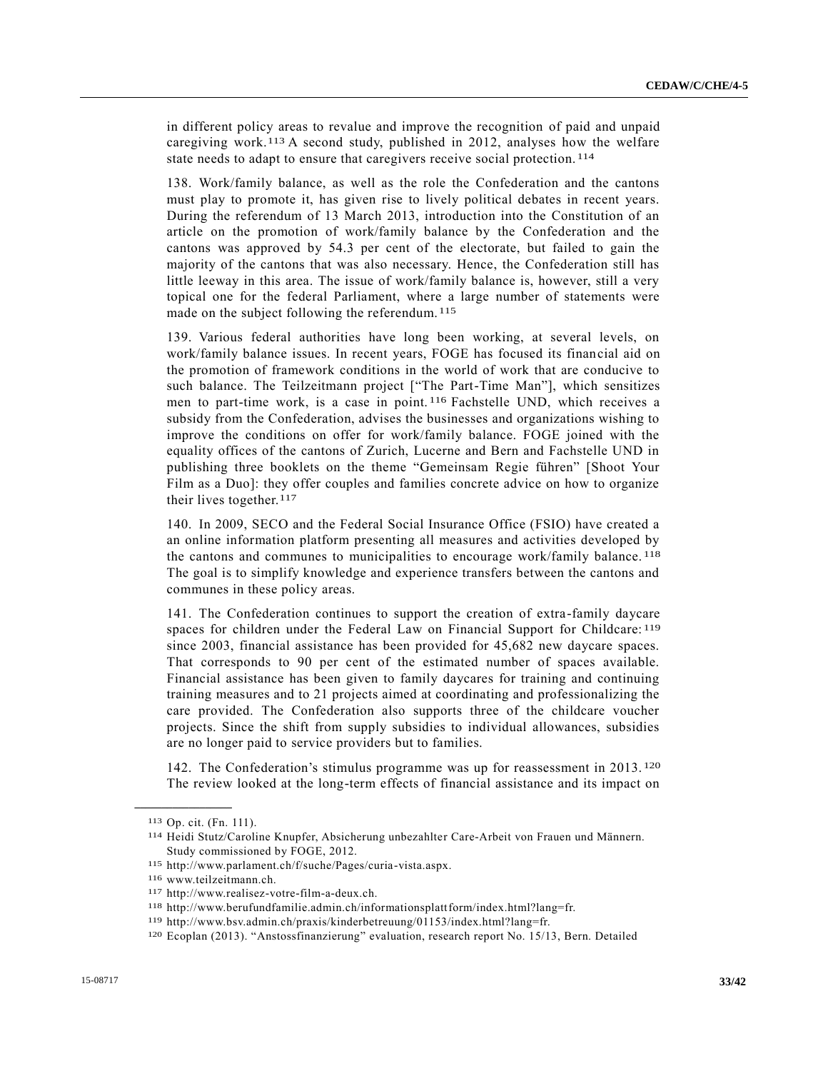in different policy areas to revalue and improve the recognition of paid and unpaid caregiving work.[113] A second study, published in 2012, analyses how the welfare state needs to adapt to ensure that caregivers receive social protection.[114]

138. Work/family balance, as well as the role the Confederation and the cantons must play to promote it, has given rise to lively political debates in recent years. During the referendum of 13 March 2013, introduction into the Constitution of an article on the promotion of work/family balance by the Confederation and the cantons was approved by 54.3 per cent of the electorate, but failed to gain the majority of the cantons that was also necessary. Hence, the Confederation still has little leeway in this area. The issue of work/family balance is, however, still a very topical one for the federal Parliament, where a large number of statements were made on the subject following the referendum.[115]

139. Various federal authorities have long been working, at several levels, on work/family balance issues. In recent years, FOGE has focused its financial aid on the promotion of framework conditions in the world of work that are conducive to such balance. The Teilzeitmann project ["The Part-Time Man"], which sensitizes men to part-time work, is a case in point.[116] Fachstelle UND, which receives a subsidy from the Confederation, advises the businesses and organizations wishing to improve the conditions on offer for work/family balance. FOGE joined with the equality offices of the cantons of Zurich, Lucerne and Bern and Fachstelle UND in publishing three booklets on the theme "Gemeinsam Regie führen" [Shoot Your Film as a Duo]: they offer couples and families concrete advice on how to organize their lives together.[117]

140. In 2009, SECO and the Federal Social Insurance Office (FSIO) have created a an online information platform presenting all measures and activities developed by the cantons and communes to municipalities to encourage work/family balance.[118] The goal is to simplify knowledge and experience transfers between the cantons and communes in these policy areas.

141. The Confederation continues to support the creation of extra-family daycare spaces for children under the Federal Law on Financial Support for Childcare:[119] since 2003, financial assistance has been provided for 45,682 new daycare spaces. That corresponds to 90 per cent of the estimated number of spaces available. Financial assistance has been given to family daycares for training and continuing training measures and to 21 projects aimed at coordinating and professionalizing the care provided. The Confederation also supports three of the childcare voucher projects. Since the shift from supply subsidies to individual allowances, subsidies are no longer paid to service providers but to families.

142. The Confederation's stimulus programme was up for reassessment in 2013.[120] The review looked at the long-term effects of financial assistance and its impact on

---

[113] Op. cit. (Fn. 111).

[114] Heidi Stutz/Caroline Knupfer, Absicherung unbezahlter Care-Arbeit von Frauen und Männern. Study commissioned by FOGE, 2012.

[115] http://www.parlament.ch/f/suche/Pages/curia-vista.aspx.

[116] www.teilzeitmann.ch.

[117] http://www.realisez-votre-film-a-deux.ch.

[118] http://www.berufundfamilie.admin.ch/informationsplattform/index.html?lang=fr.

[119] http://www.bsv.admin.ch/praxis/kinderbetreuung/01153/index.html?lang=fr.

[120] Ecoplan (2013). "Anstossfinanzierung" evaluation, research report No. 15/13, Bern. Detailed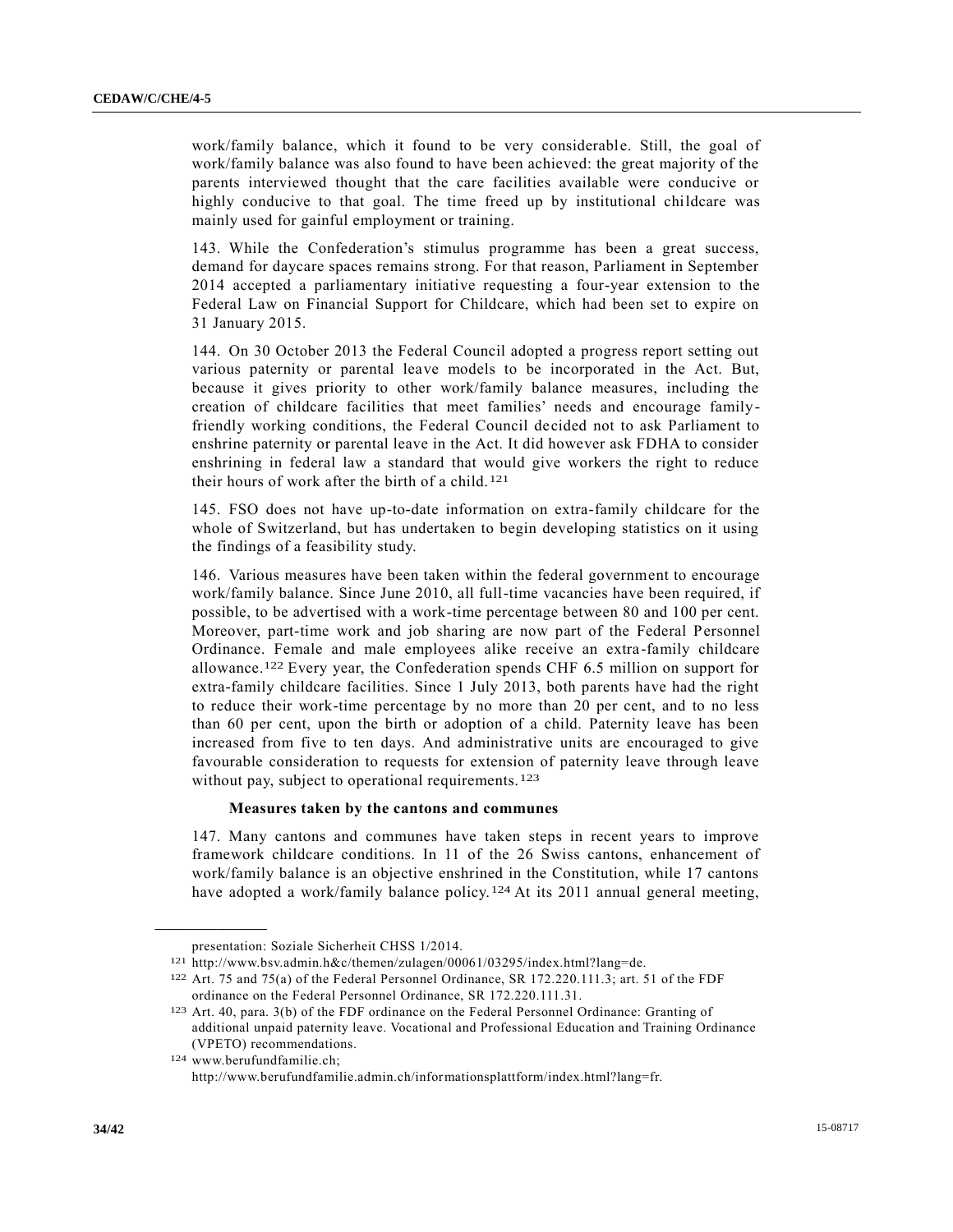work/family balance, which it found to be very considerable. Still, the goal of work/family balance was also found to have been achieved: the great majority of the parents interviewed thought that the care facilities available were conducive or highly conducive to that goal. The time freed up by institutional childcare was mainly used for gainful employment or training.

143. While the Confederation's stimulus programme has been a great success, demand for daycare spaces remains strong. For that reason, Parliament in September 2014 accepted a parliamentary initiative requesting a four-year extension to the Federal Law on Financial Support for Childcare, which had been set to expire on 31 January 2015.

144. On 30 October 2013 the Federal Council adopted a progress report setting out various paternity or parental leave models to be incorporated in the Act. But, because it gives priority to other work/family balance measures, including the creation of childcare facilities that meet families' needs and encourage family-friendly working conditions, the Federal Council decided not to ask Parliament to enshrine paternity or parental leave in the Act. It did however ask FDHA to consider enshrining in federal law a standard that would give workers the right to reduce their hours of work after the birth of a child.[121]

145. FSO does not have up-to-date information on extra-family childcare for the whole of Switzerland, but has undertaken to begin developing statistics on it using the findings of a feasibility study.

146. Various measures have been taken within the federal government to encourage work/family balance. Since June 2010, all full-time vacancies have been required, if possible, to be advertised with a work-time percentage between 80 and 100 per cent. Moreover, part-time work and job sharing are now part of the Federal Personnel Ordinance. Female and male employees alike receive an extra-family childcare allowance.[122] Every year, the Confederation spends CHF 6.5 million on support for extra-family childcare facilities. Since 1 July 2013, both parents have had the right to reduce their work-time percentage by no more than 20 per cent, and to no less than 60 per cent, upon the birth or adoption of a child. Paternity leave has been increased from five to ten days. And administrative units are encouraged to give favourable consideration to requests for extension of paternity leave through leave without pay, subject to operational requirements.[123]

**Measures taken by the cantons and communes**

147. Many cantons and communes have taken steps in recent years to improve framework childcare conditions. In 11 of the 26 Swiss cantons, enhancement of work/family balance is an objective enshrined in the Constitution, while 17 cantons have adopted a work/family balance policy.[124] At its 2011 annual general meeting,

---

presentation: Soziale Sicherheit CHSS 1/2014.

[121] http://www.bsv.admin.h&c/themen/zulagen/00061/03295/index.html?lang=de.

[122] Art. 75 and 75(a) of the Federal Personnel Ordinance, SR 172.220.111.3; art. 51 of the FDF ordinance on the Federal Personnel Ordinance, SR 172.220.111.31.

[123] Art. 40, para. 3(b) of the FDF ordinance on the Federal Personnel Ordinance: Granting of additional unpaid paternity leave. Vocational and Professional Education and Training Ordinance (VPETO) recommendations.

[124] www.berufundfamilie.ch; http://www.berufundfamilie.admin.ch/informationsplattform/index.html?lang=fr.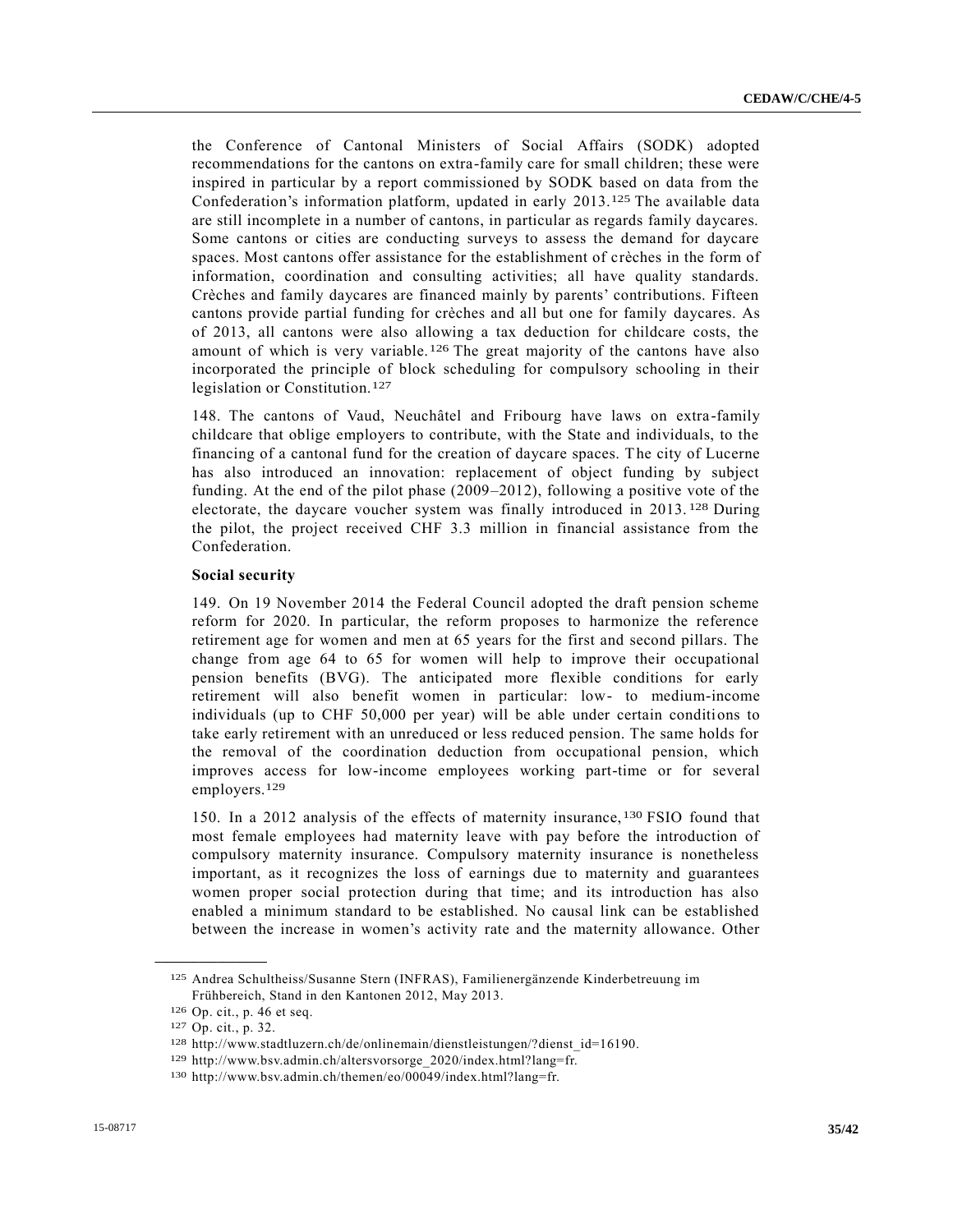the Conference of Cantonal Ministers of Social Affairs (SODK) adopted recommendations for the cantons on extra-family care for small children; these were inspired in particular by a report commissioned by SODK based on data from the Confederation's information platform, updated in early 2013.[125] The available data are still incomplete in a number of cantons, in particular as regards family daycares. Some cantons or cities are conducting surveys to assess the demand for daycare spaces. Most cantons offer assistance for the establishment of crèches in the form of information, coordination and consulting activities; all have quality standards. Crèches and family daycares are financed mainly by parents' contributions. Fifteen cantons provide partial funding for crèches and all but one for family daycares. As of 2013, all cantons were also allowing a tax deduction for childcare costs, the amount of which is very variable.[126] The great majority of the cantons have also incorporated the principle of block scheduling for compulsory schooling in their legislation or Constitution.[127]

148. The cantons of Vaud, Neuchâtel and Fribourg have laws on extra-family childcare that oblige employers to contribute, with the State and individuals, to the financing of a cantonal fund for the creation of daycare spaces. The city of Lucerne has also introduced an innovation: replacement of object funding by subject funding. At the end of the pilot phase (2009–2012), following a positive vote of the electorate, the daycare voucher system was finally introduced in 2013.[128] During the pilot, the project received CHF 3.3 million in financial assistance from the Confederation.

**Social security**

149. On 19 November 2014 the Federal Council adopted the draft pension scheme reform for 2020. In particular, the reform proposes to harmonize the reference retirement age for women and men at 65 years for the first and second pillars. The change from age 64 to 65 for women will help to improve their occupational pension benefits (BVG). The anticipated more flexible conditions for early retirement will also benefit women in particular: low- to medium-income individuals (up to CHF 50,000 per year) will be able under certain conditions to take early retirement with an unreduced or less reduced pension. The same holds for the removal of the coordination deduction from occupational pension, which improves access for low-income employees working part-time or for several employers.[129]

150. In a 2012 analysis of the effects of maternity insurance,[130] FSIO found that most female employees had maternity leave with pay before the introduction of compulsory maternity insurance. Compulsory maternity insurance is nonetheless important, as it recognizes the loss of earnings due to maternity and guarantees women proper social protection during that time; and its introduction has also enabled a minimum standard to be established. No causal link can be established between the increase in women's activity rate and the maternity allowance. Other

---

[125] Andrea Schultheiss/Susanne Stern (INFRAS), Familienergänzende Kinderbetreuung im Frühbereich, Stand in den Kantonen 2012, May 2013.

[126] Op. cit., p. 46 et seq.

[127] Op. cit., p. 32.

[128] http://www.stadtluzern.ch/de/onlinemain/dienstleistungen/?dienst_id=16190.

[129] http://www.bsv.admin.ch/altersvorsorge_2020/index.html?lang=fr.

[130] http://www.bsv.admin.ch/themen/eo/00049/index.html?lang=fr.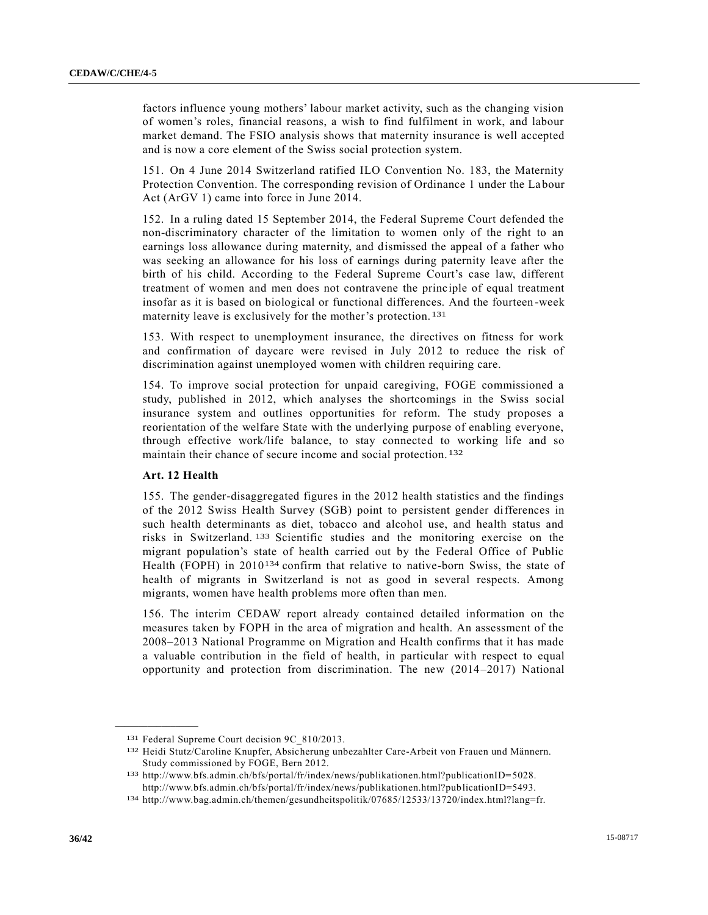factors influence young mothers' labour market activity, such as the changing vision of women's roles, financial reasons, a wish to find fulfilment in work, and labour market demand. The FSIO analysis shows that maternity insurance is well accepted and is now a core element of the Swiss social protection system.

151. On 4 June 2014 Switzerland ratified ILO Convention No. 183, the Maternity Protection Convention. The corresponding revision of Ordinance 1 under the Labour Act (ArGV 1) came into force in June 2014.

152. In a ruling dated 15 September 2014, the Federal Supreme Court defended the non-discriminatory character of the limitation to women only of the right to an earnings loss allowance during maternity, and dismissed the appeal of a father who was seeking an allowance for his loss of earnings during paternity leave after the birth of his child. According to the Federal Supreme Court's case law, different treatment of women and men does not contravene the principle of equal treatment insofar as it is based on biological or functional differences. And the fourteen-week maternity leave is exclusively for the mother's protection.[131]

153. With respect to unemployment insurance, the directives on fitness for work and confirmation of daycare were revised in July 2012 to reduce the risk of discrimination against unemployed women with children requiring care.

154. To improve social protection for unpaid caregiving, FOGE commissioned a study, published in 2012, which analyses the shortcomings in the Swiss social insurance system and outlines opportunities for reform. The study proposes a reorientation of the welfare State with the underlying purpose of enabling everyone, through effective work/life balance, to stay connected to working life and so maintain their chance of secure income and social protection.[132]

**Art. 12 Health**

155. The gender-disaggregated figures in the 2012 health statistics and the findings of the 2012 Swiss Health Survey (SGB) point to persistent gender differences in such health determinants as diet, tobacco and alcohol use, and health status and risks in Switzerland.[133] Scientific studies and the monitoring exercise on the migrant population's state of health carried out by the Federal Office of Public Health (FOPH) in 2010[134] confirm that relative to native-born Swiss, the state of health of migrants in Switzerland is not as good in several respects. Among migrants, women have health problems more often than men.

156. The interim CEDAW report already contained detailed information on the measures taken by FOPH in the area of migration and health. An assessment of the 2008–2013 National Programme on Migration and Health confirms that it has made a valuable contribution in the field of health, in particular with respect to equal opportunity and protection from discrimination. The new (2014–2017) National

---

[131] Federal Supreme Court decision 9C_810/2013.

[132] Heidi Stutz/Caroline Knupfer, Absicherung unbezahlter Care-Arbeit von Frauen und Männern. Study commissioned by FOGE, Bern 2012.

[133] http://www.bfs.admin.ch/bfs/portal/fr/index/news/publikationen.html?publicationID=5028. http://www.bfs.admin.ch/bfs/portal/fr/index/news/publikationen.html?publicationID=5493.

[134] http://www.bag.admin.ch/themen/gesundheitspolitik/07685/12533/13720/index.html?lang=fr.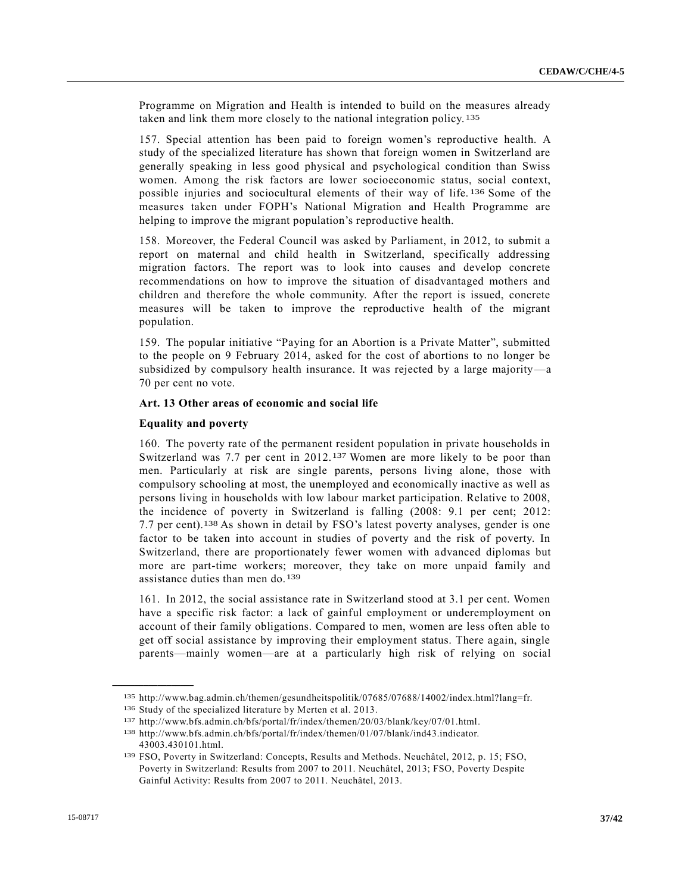Programme on Migration and Health is intended to build on the measures already taken and link them more closely to the national integration policy.[135]

157. Special attention has been paid to foreign women's reproductive health. A study of the specialized literature has shown that foreign women in Switzerland are generally speaking in less good physical and psychological condition than Swiss women. Among the risk factors are lower socioeconomic status, social context, possible injuries and sociocultural elements of their way of life.[136] Some of the measures taken under FOPH's National Migration and Health Programme are helping to improve the migrant population's reproductive health.

158. Moreover, the Federal Council was asked by Parliament, in 2012, to submit a report on maternal and child health in Switzerland, specifically addressing migration factors. The report was to look into causes and develop concrete recommendations on how to improve the situation of disadvantaged mothers and children and therefore the whole community. After the report is issued, concrete measures will be taken to improve the reproductive health of the migrant population.

159. The popular initiative "Paying for an Abortion is a Private Matter", submitted to the people on 9 February 2014, asked for the cost of abortions to no longer be subsidized by compulsory health insurance. It was rejected by a large majority—a 70 per cent no vote.

**Art. 13 Other areas of economic and social life**

**Equality and poverty**

160. The poverty rate of the permanent resident population in private households in Switzerland was 7.7 per cent in 2012.[137] Women are more likely to be poor than men. Particularly at risk are single parents, persons living alone, those with compulsory schooling at most, the unemployed and economically inactive as well as persons living in households with low labour market participation. Relative to 2008, the incidence of poverty in Switzerland is falling (2008: 9.1 per cent; 2012: 7.7 per cent).[138] As shown in detail by FSO's latest poverty analyses, gender is one factor to be taken into account in studies of poverty and the risk of poverty. In Switzerland, there are proportionately fewer women with advanced diplomas but more are part-time workers; moreover, they take on more unpaid family and assistance duties than men do.[139]

161. In 2012, the social assistance rate in Switzerland stood at 3.1 per cent. Women have a specific risk factor: a lack of gainful employment or underemployment on account of their family obligations. Compared to men, women are less often able to get off social assistance by improving their employment status. There again, single parents—mainly women—are at a particularly high risk of relying on social

---

[135] http://www.bag.admin.ch/themen/gesundheitspolitik/07685/07688/14002/index.html?lang=fr.

[136] Study of the specialized literature by Merten et al. 2013.

[137] http://www.bfs.admin.ch/bfs/portal/fr/index/themen/20/03/blank/key/07/01.html.

[138] http://www.bfs.admin.ch/bfs/portal/fr/index/themen/01/07/blank/ind43.indicator.43003.430101.html.

[139] FSO, Poverty in Switzerland: Concepts, Results and Methods. Neuchâtel, 2012, p. 15; FSO, Poverty in Switzerland: Results from 2007 to 2011. Neuchâtel, 2013; FSO, Poverty Despite Gainful Activity: Results from 2007 to 2011. Neuchâtel, 2013.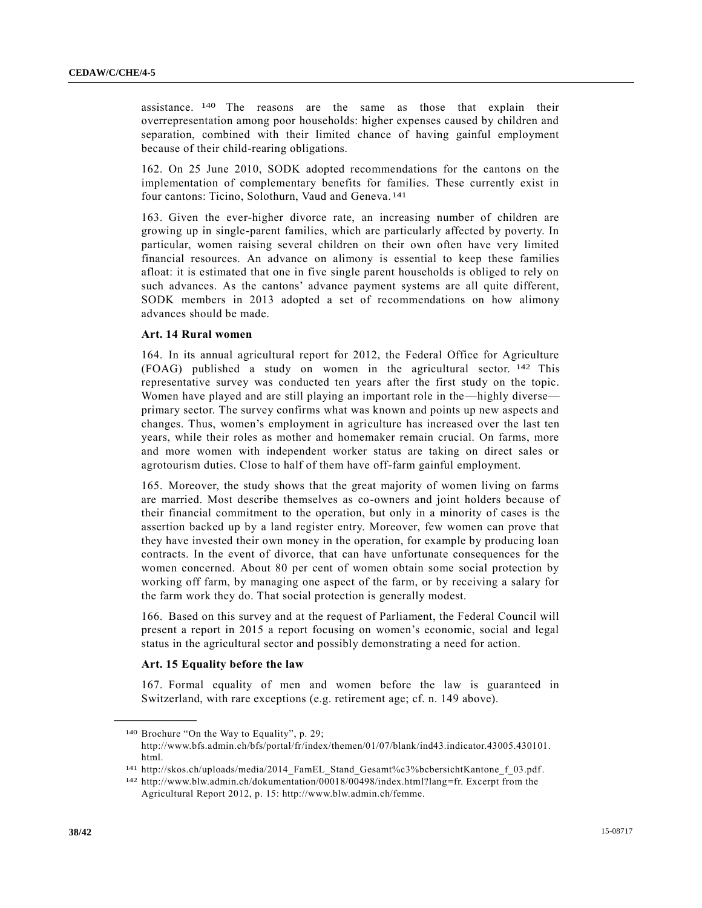assistance.[140] The reasons are the same as those that explain their overrepresentation among poor households: higher expenses caused by children and separation, combined with their limited chance of having gainful employment because of their child-rearing obligations.

162. On 25 June 2010, SODK adopted recommendations for the cantons on the implementation of complementary benefits for families. These currently exist in four cantons: Ticino, Solothurn, Vaud and Geneva.[141]

163. Given the ever-higher divorce rate, an increasing number of children are growing up in single-parent families, which are particularly affected by poverty. In particular, women raising several children on their own often have very limited financial resources. An advance on alimony is essential to keep these families afloat: it is estimated that one in five single parent households is obliged to rely on such advances. As the cantons' advance payment systems are all quite different, SODK members in 2013 adopted a set of recommendations on how alimony advances should be made.

**Art. 14 Rural women**

164. In its annual agricultural report for 2012, the Federal Office for Agriculture (FOAG) published a study on women in the agricultural sector.[142] This representative survey was conducted ten years after the first study on the topic. Women have played and are still playing an important role in the—highly diverse—primary sector. The survey confirms what was known and points up new aspects and changes. Thus, women's employment in agriculture has increased over the last ten years, while their roles as mother and homemaker remain crucial. On farms, more and more women with independent worker status are taking on direct sales or agrotourism duties. Close to half of them have off-farm gainful employment.

165. Moreover, the study shows that the great majority of women living on farms are married. Most describe themselves as co-owners and joint holders because of their financial commitment to the operation, but only in a minority of cases is the assertion backed up by a land register entry. Moreover, few women can prove that they have invested their own money in the operation, for example by producing loan contracts. In the event of divorce, that can have unfortunate consequences for the women concerned. About 80 per cent of women obtain some social protection by working off farm, by managing one aspect of the farm, or by receiving a salary for the farm work they do. That social protection is generally modest.

166. Based on this survey and at the request of Parliament, the Federal Council will present a report in 2015 a report focusing on women's economic, social and legal status in the agricultural sector and possibly demonstrating a need for action.

**Art. 15 Equality before the law**

167. Formal equality of men and women before the law is guaranteed in Switzerland, with rare exceptions (e.g. retirement age; cf. n. 149 above).

---

[140] Brochure "On the Way to Equality", p. 29; http://www.bfs.admin.ch/bfs/portal/fr/index/themen/01/07/blank/ind43.indicator.43005.430101.html.

[141] http://skos.ch/uploads/media/2014_FamEL_Stand_Gesamt%c3%bcbersichtKantone_f_03.pdf.

[142] http://www.blw.admin.ch/dokumentation/00018/00498/index.html?lang=fr. Excerpt from the Agricultural Report 2012, p. 15: http://www.blw.admin.ch/femme.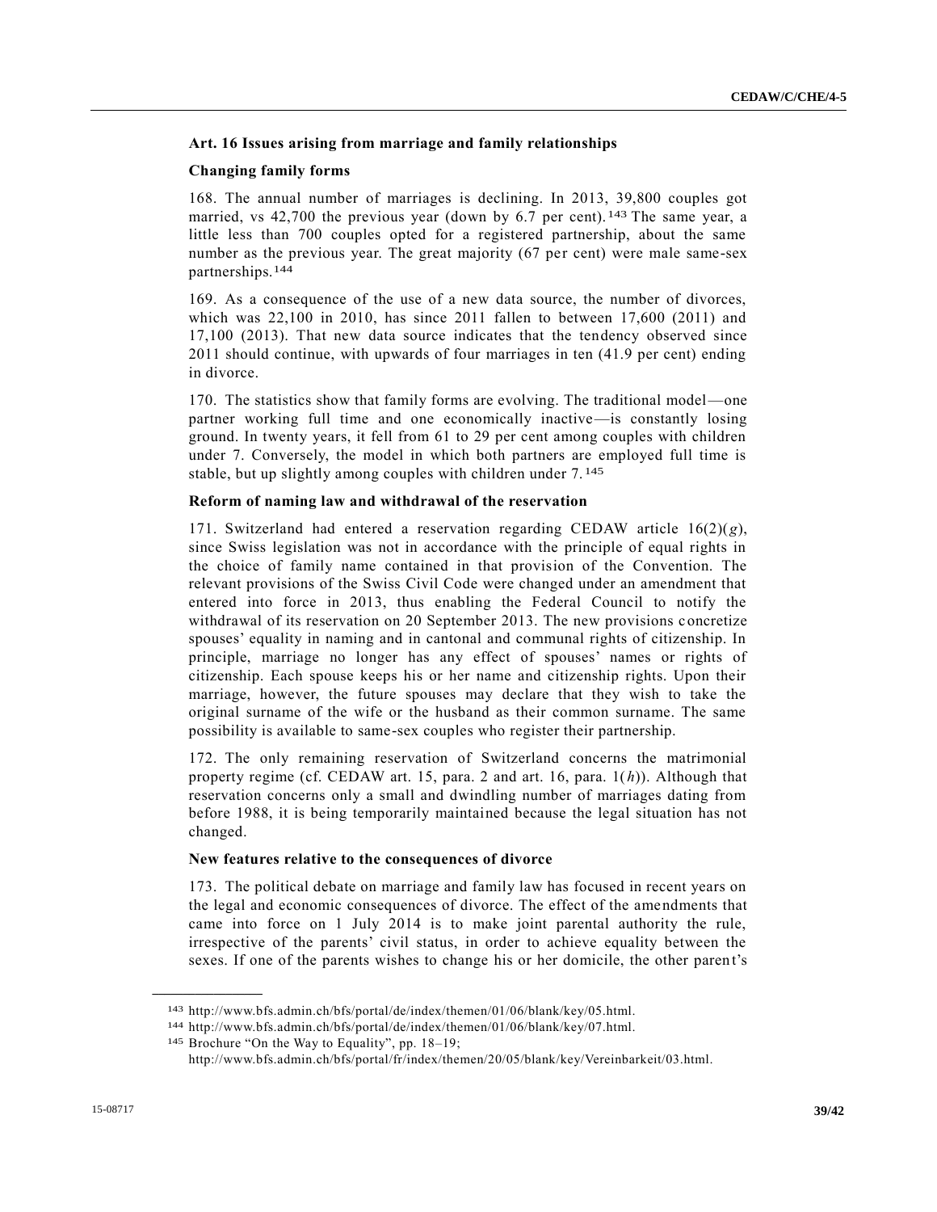### Art. 16 Issues arising from marriage and family relationships

#### Changing family forms

168. The annual number of marriages is declining. In 2013, 39,800 couples got married, vs 42,700 the previous year (down by 6.7 per cent).[143] The same year, a little less than 700 couples opted for a registered partnership, about the same number as the previous year. The great majority (67 per cent) were male same-sex partnerships.[144]

169. As a consequence of the use of a new data source, the number of divorces, which was 22,100 in 2010, has since 2011 fallen to between 17,600 (2011) and 17,100 (2013). That new data source indicates that the tendency observed since 2011 should continue, with upwards of four marriages in ten (41.9 per cent) ending in divorce.

170. The statistics show that family forms are evolving. The traditional model — one partner working full time and one economically inactive — is constantly losing ground. In twenty years, it fell from 61 to 29 per cent among couples with children under 7. Conversely, the model in which both partners are employed full time is stable, but up slightly among couples with children under 7.[145]

#### Reform of naming law and withdrawal of the reservation

171. Switzerland had entered a reservation regarding CEDAW article 16(2)(*g*), since Swiss legislation was not in accordance with the principle of equal rights in the choice of family name contained in that provision of the Convention. The relevant provisions of the Swiss Civil Code were changed under an amendment that entered into force in 2013, thus enabling the Federal Council to notify the withdrawal of its reservation on 20 September 2013. The new provisions concretize spouses' equality in naming and in cantonal and communal rights of citizenship. In principle, marriage no longer has any effect of spouses' names or rights of citizenship. Each spouse keeps his or her name and citizenship rights. Upon their marriage, however, the future spouses may declare that they wish to take the original surname of the wife or the husband as their common surname. The same possibility is available to same-sex couples who register their partnership.

172. The only remaining reservation of Switzerland concerns the matrimonial property regime (cf. CEDAW art. 15, para. 2 and art. 16, para. 1(*h*)). Although that reservation concerns only a small and dwindling number of marriages dating from before 1988, it is being temporarily maintained because the legal situation has not changed.

#### New features relative to the consequences of divorce

173. The political debate on marriage and family law has focused in recent years on the legal and economic consequences of divorce. The effect of the amendments that came into force on 1 July 2014 is to make joint parental authority the rule, irrespective of the parents' civil status, in order to achieve equality between the sexes. If one of the parents wishes to change his or her domicile, the other parent's

---

[143] http://www.bfs.admin.ch/bfs/portal/de/index/themen/01/06/blank/key/05.html.

[144] http://www.bfs.admin.ch/bfs/portal/de/index/themen/01/06/blank/key/07.html.

[145] Brochure "On the Way to Equality", pp. 18–19; http://www.bfs.admin.ch/bfs/portal/fr/index/themen/20/05/blank/key/Vereinbarkeit/03.html.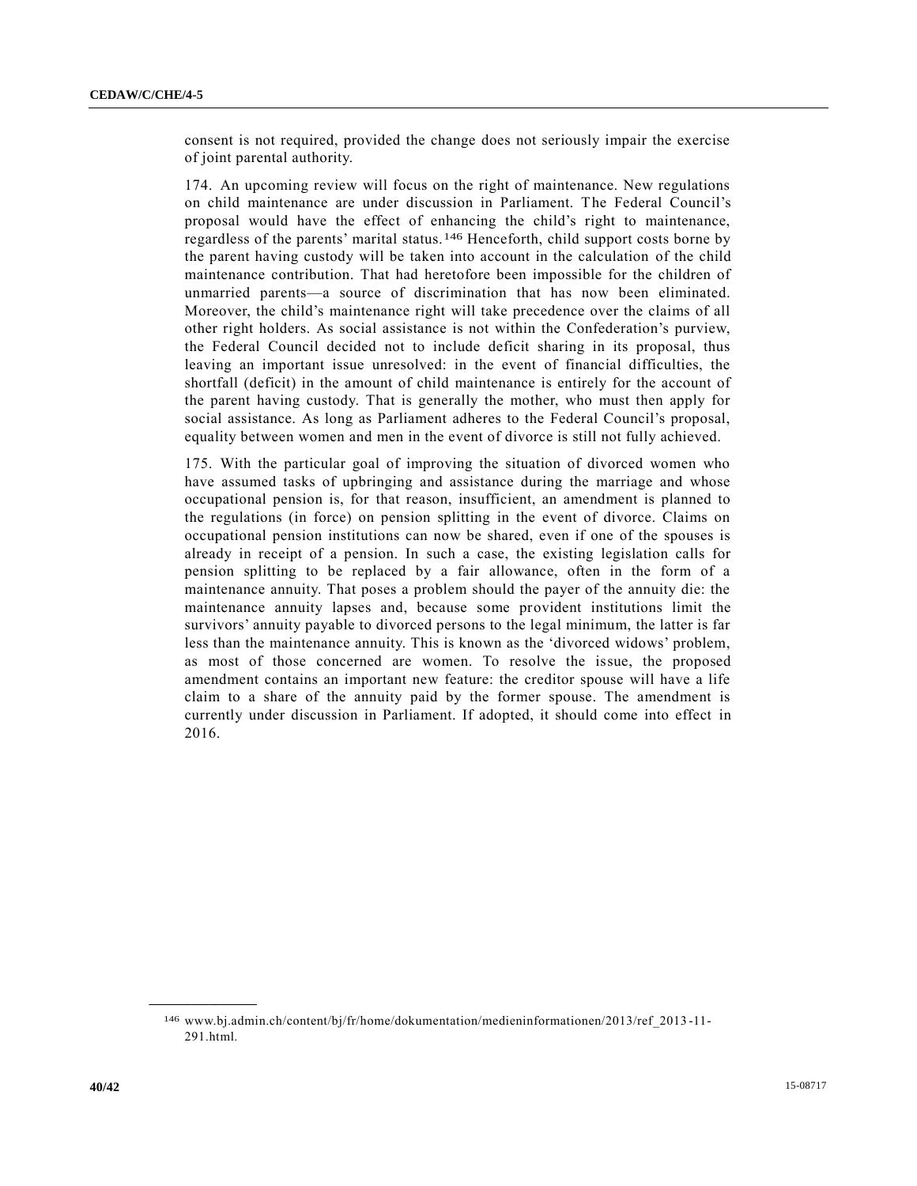consent is not required, provided the change does not seriously impair the exercise of joint parental authority.

174. An upcoming review will focus on the right of maintenance. New regulations on child maintenance are under discussion in Parliament. The Federal Council's proposal would have the effect of enhancing the child's right to maintenance, regardless of the parents' marital status.[146] Henceforth, child support costs borne by the parent having custody will be taken into account in the calculation of the child maintenance contribution. That had heretofore been impossible for the children of unmarried parents—a source of discrimination that has now been eliminated. Moreover, the child's maintenance right will take precedence over the claims of all other right holders. As social assistance is not within the Confederation's purview, the Federal Council decided not to include deficit sharing in its proposal, thus leaving an important issue unresolved: in the event of financial difficulties, the shortfall (deficit) in the amount of child maintenance is entirely for the account of the parent having custody. That is generally the mother, who must then apply for social assistance. As long as Parliament adheres to the Federal Council's proposal, equality between women and men in the event of divorce is still not fully achieved.

175. With the particular goal of improving the situation of divorced women who have assumed tasks of upbringing and assistance during the marriage and whose occupational pension is, for that reason, insufficient, an amendment is planned to the regulations (in force) on pension splitting in the event of divorce. Claims on occupational pension institutions can now be shared, even if one of the spouses is already in receipt of a pension. In such a case, the existing legislation calls for pension splitting to be replaced by a fair allowance, often in the form of a maintenance annuity. That poses a problem should the payer of the annuity die: the maintenance annuity lapses and, because some provident institutions limit the survivors' annuity payable to divorced persons to the legal minimum, the latter is far less than the maintenance annuity. This is known as the 'divorced widows' problem, as most of those concerned are women. To resolve the issue, the proposed amendment contains an important new feature: the creditor spouse will have a life claim to a share of the annuity paid by the former spouse. The amendment is currently under discussion in Parliament. If adopted, it should come into effect in 2016.

---

[146] www.bj.admin.ch/content/bj/fr/home/dokumentation/medieninformationen/2013/ref_2013-11-291.html.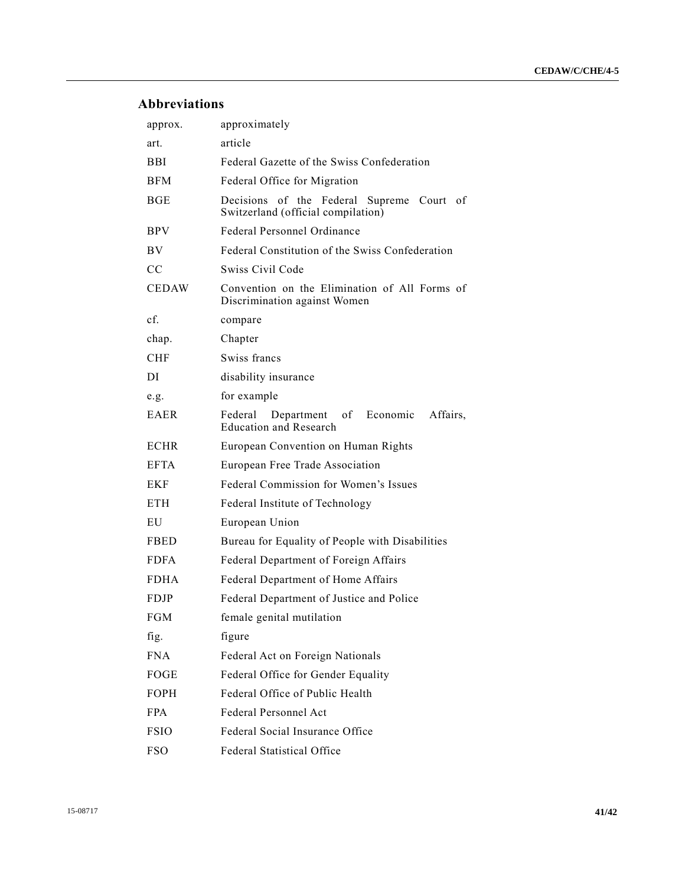## Abbreviations

| | |
|---|---|
| approx. | approximately |
| art. | article |
| BBI | Federal Gazette of the Swiss Confederation |
| BFM | Federal Office for Migration |
| BGE | Decisions of the Federal Supreme Court of Switzerland (official compilation) |
| BPV | Federal Personnel Ordinance |
| BV | Federal Constitution of the Swiss Confederation |
| CC | Swiss Civil Code |
| CEDAW | Convention on the Elimination of All Forms of Discrimination against Women |
| cf. | compare |
| chap. | Chapter |
| CHF | Swiss francs |
| DI | disability insurance |
| e.g. | for example |
| EAER | Federal Department of Economic Affairs, Education and Research |
| ECHR | European Convention on Human Rights |
| EFTA | European Free Trade Association |
| EKF | Federal Commission for Women's Issues |
| ETH | Federal Institute of Technology |
| EU | European Union |
| FBED | Bureau for Equality of People with Disabilities |
| FDFA | Federal Department of Foreign Affairs |
| FDHA | Federal Department of Home Affairs |
| FDJP | Federal Department of Justice and Police |
| FGM | female genital mutilation |
| fig. | figure |
| FNA | Federal Act on Foreign Nationals |
| FOGE | Federal Office for Gender Equality |
| FOPH | Federal Office of Public Health |
| FPA | Federal Personnel Act |
| FSIO | Federal Social Insurance Office |
| FSO | Federal Statistical Office |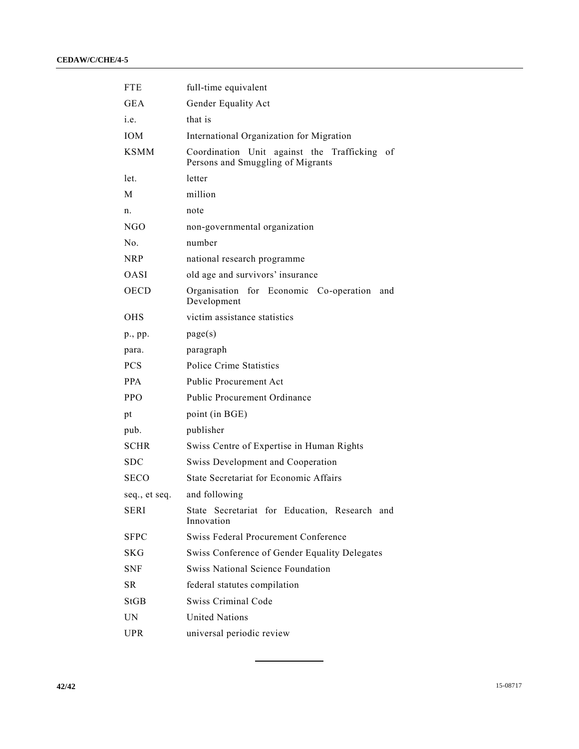| | |
|---|---|
| FTE | full-time equivalent |
| GEA | Gender Equality Act |
| i.e. | that is |
| IOM | International Organization for Migration |
| KSMM | Coordination Unit against the Trafficking of Persons and Smuggling of Migrants |
| let. | letter |
| M | million |
| n. | note |
| NGO | non-governmental organization |
| No. | number |
| NRP | national research programme |
| OASI | old age and survivors' insurance |
| OECD | Organisation for Economic Co-operation and Development |
| OHS | victim assistance statistics |
| p., pp. | page(s) |
| para. | paragraph |
| PCS | Police Crime Statistics |
| PPA | Public Procurement Act |
| PPO | Public Procurement Ordinance |
| pt | point (in BGE) |
| pub. | publisher |
| SCHR | Swiss Centre of Expertise in Human Rights |
| SDC | Swiss Development and Cooperation |
| SECO | State Secretariat for Economic Affairs |
| seq., et seq. | and following |
| SERI | State Secretariat for Education, Research and Innovation |
| SFPC | Swiss Federal Procurement Conference |
| SKG | Swiss Conference of Gender Equality Delegates |
| SNF | Swiss National Science Foundation |
| SR | federal statutes compilation |
| StGB | Swiss Criminal Code |
| UN | United Nations |
| UPR | universal periodic review |